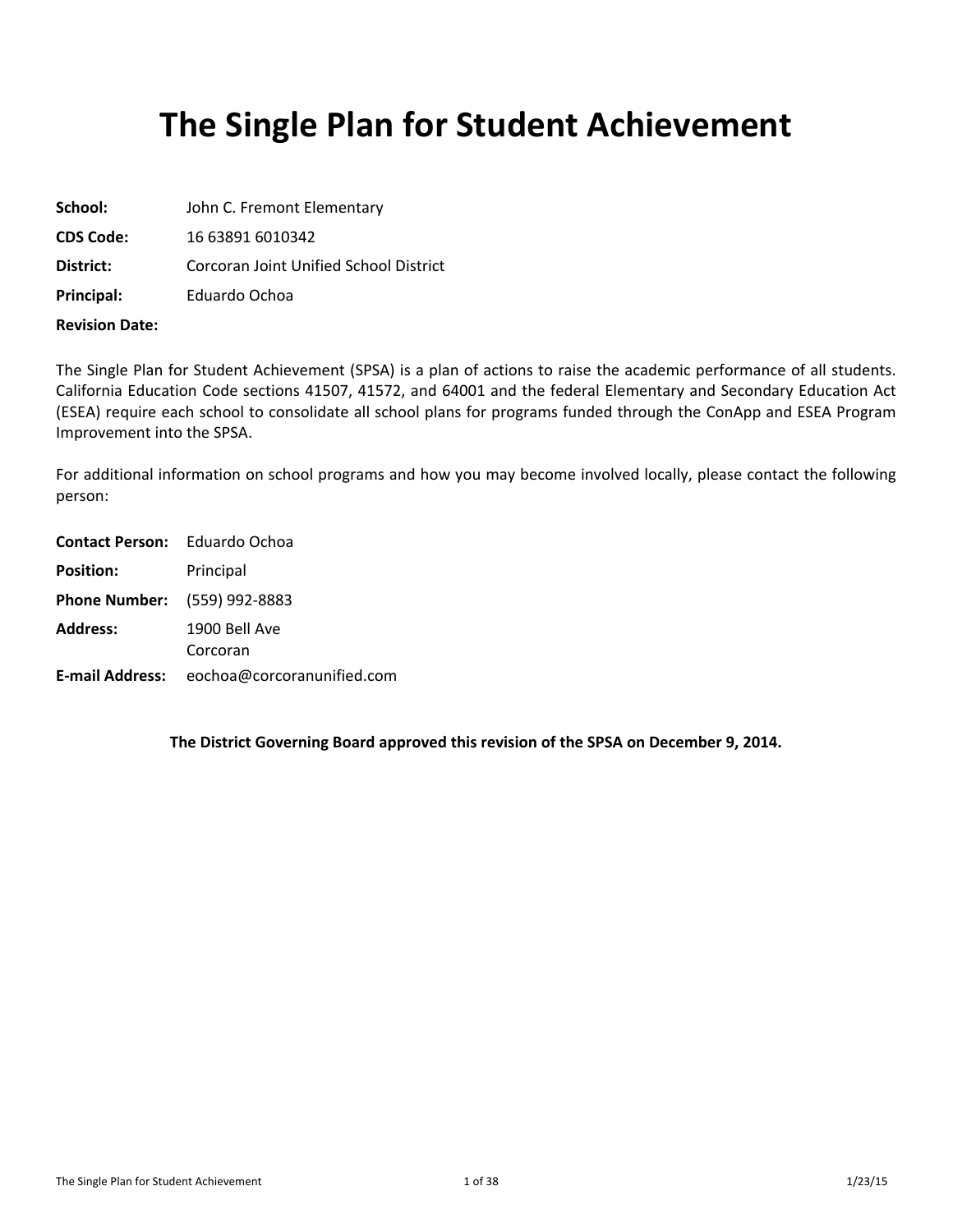# The Single Plan for Student Achievement

**School:** John C. Fremont Elementary

**CDS Code:** 16 63891 6010342

**District:** Corcoran Joint Unified School District

**Principal:** Eduardo Ochoa

**Revision Date:**

The Single Plan for Student Achievement (SPSA) is a plan of actions to raise the academic performance of all students. California Education Code sections 41507, 41572, and 64001 and the federal Elementary and Secondary Education Act (ESEA) require each school to consolidate all school plans for programs funded through the ConApp and ESEA Program Improvement into the SPSA.

For additional information on school programs and how you may become involved locally, please contact the following person:

**Contact Person:** Eduardo Ochoa

**Position:** Principal

**Phone Number:** (559) 992-8883

**Address:** 1900 Bell Ave
Corcoran

**E-mail Address:** eochoa@corcoranunified.com

**The District Governing Board approved this revision of the SPSA on December 9, 2014.**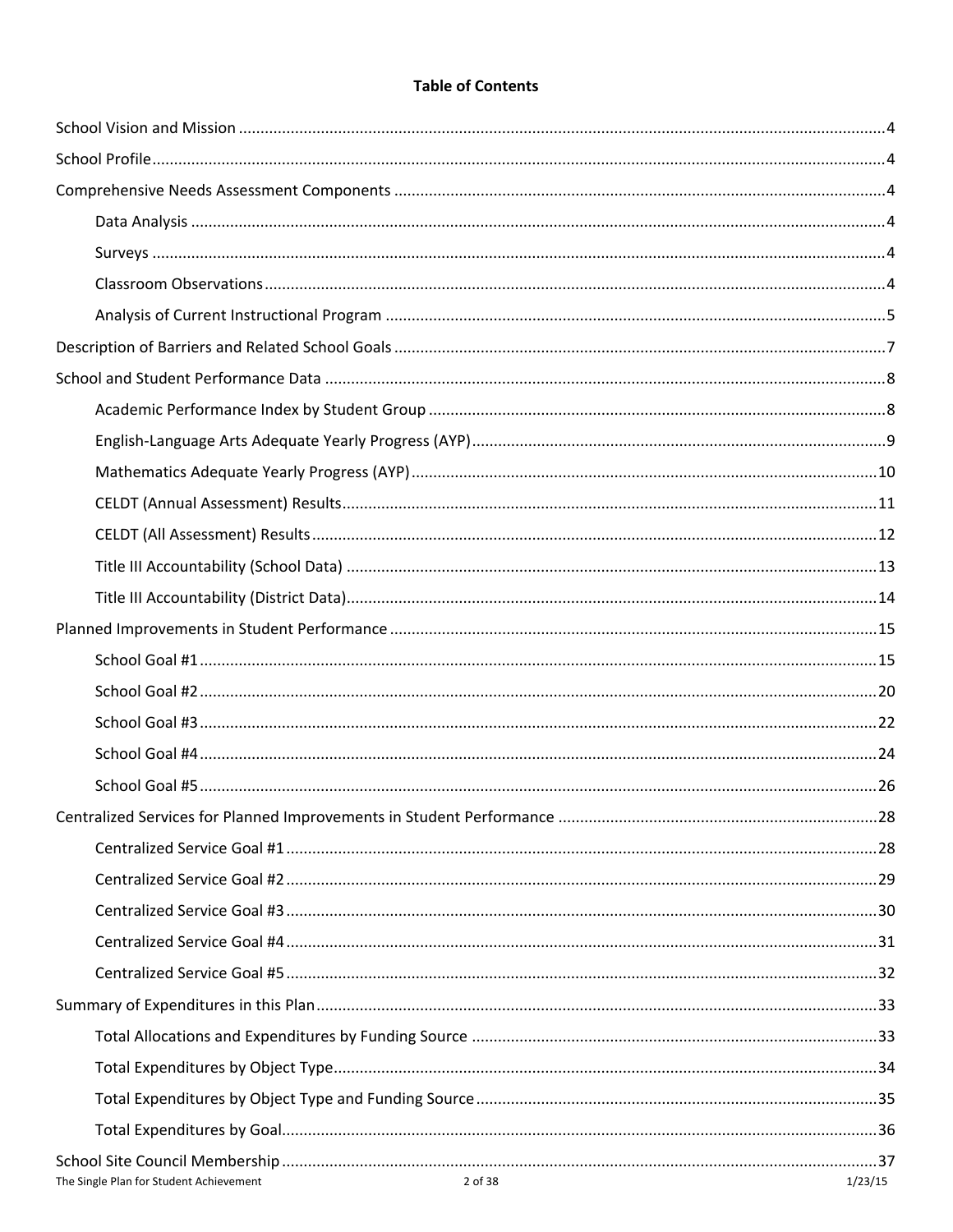**Table of Contents**

School Vision and Mission .......... 4

School Profile .......... 4

Comprehensive Needs Assessment Components .......... 4

- Data Analysis .......... 4
- Surveys .......... 4
- Classroom Observations .......... 4
- Analysis of Current Instructional Program .......... 5

Description of Barriers and Related School Goals .......... 7

School and Student Performance Data .......... 8

- Academic Performance Index by Student Group .......... 8
- English-Language Arts Adequate Yearly Progress (AYP) .......... 9
- Mathematics Adequate Yearly Progress (AYP) .......... 10
- CELDT (Annual Assessment) Results .......... 11
- CELDT (All Assessment) Results .......... 12
- Title III Accountability (School Data) .......... 13
- Title III Accountability (District Data) .......... 14

Planned Improvements in Student Performance .......... 15

- School Goal #1 .......... 15
- School Goal #2 .......... 20
- School Goal #3 .......... 22
- School Goal #4 .......... 24
- School Goal #5 .......... 26

Centralized Services for Planned Improvements in Student Performance .......... 28

- Centralized Service Goal #1 .......... 28
- Centralized Service Goal #2 .......... 29
- Centralized Service Goal #3 .......... 30
- Centralized Service Goal #4 .......... 31
- Centralized Service Goal #5 .......... 32

Summary of Expenditures in this Plan .......... 33

- Total Allocations and Expenditures by Funding Source .......... 33
- Total Expenditures by Object Type .......... 34
- Total Expenditures by Object Type and Funding Source .......... 35
- Total Expenditures by Goal .......... 36

School Site Council Membership .......... 37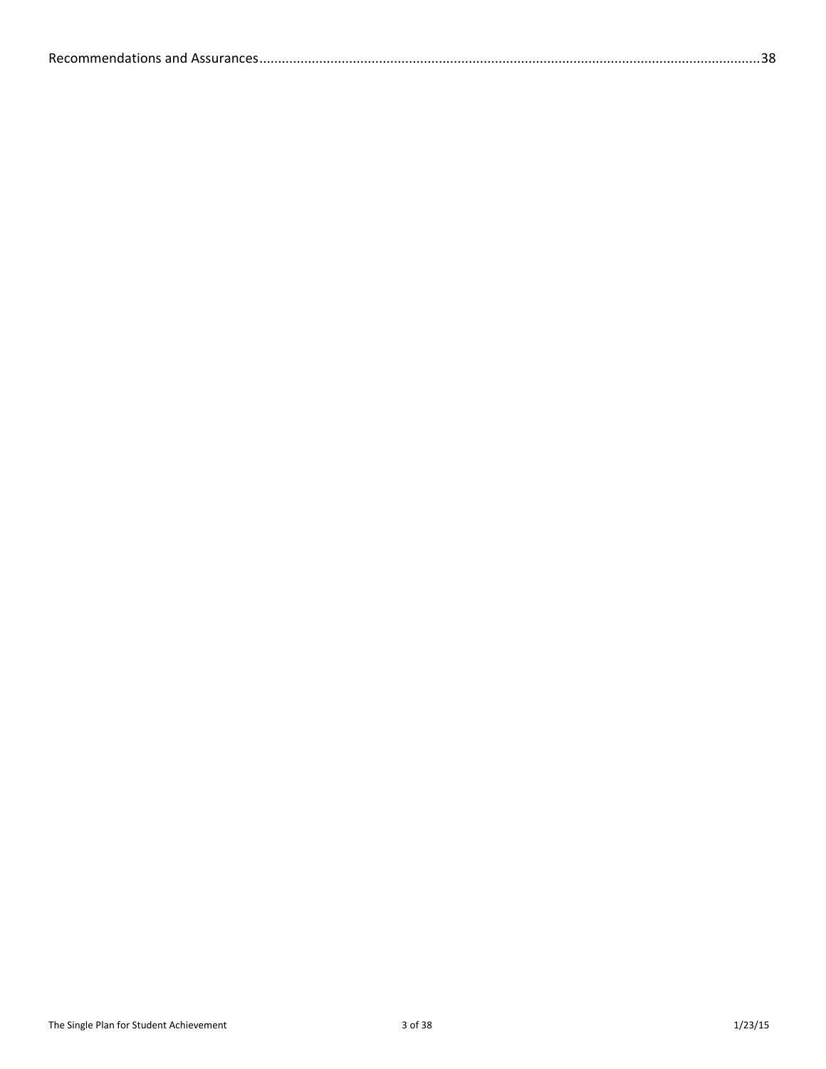Recommendations and Assurances....................................................................................................................................38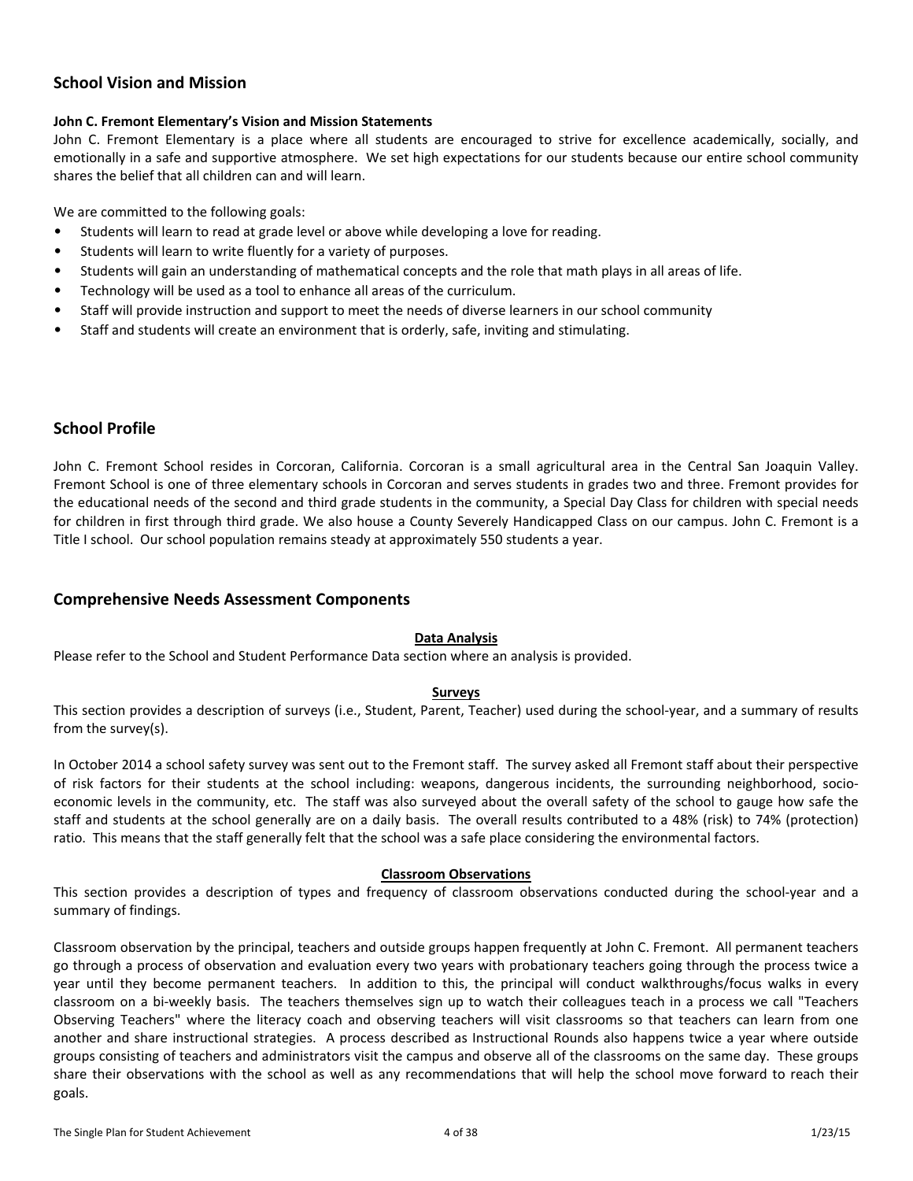## School Vision and Mission

**John C. Fremont Elementary's Vision and Mission Statements**

John C. Fremont Elementary is a place where all students are encouraged to strive for excellence academically, socially, and emotionally in a safe and supportive atmosphere. We set high expectations for our students because our entire school community shares the belief that all children can and will learn.

We are committed to the following goals:

- Students will learn to read at grade level or above while developing a love for reading.
- Students will learn to write fluently for a variety of purposes.
- Students will gain an understanding of mathematical concepts and the role that math plays in all areas of life.
- Technology will be used as a tool to enhance all areas of the curriculum.
- Staff will provide instruction and support to meet the needs of diverse learners in our school community
- Staff and students will create an environment that is orderly, safe, inviting and stimulating.

## School Profile

John C. Fremont School resides in Corcoran, California. Corcoran is a small agricultural area in the Central San Joaquin Valley. Fremont School is one of three elementary schools in Corcoran and serves students in grades two and three. Fremont provides for the educational needs of the second and third grade students in the community, a Special Day Class for children with special needs for children in first through third grade. We also house a County Severely Handicapped Class on our campus. John C. Fremont is a Title I school. Our school population remains steady at approximately 550 students a year.

## Comprehensive Needs Assessment Components

**Data Analysis**

Please refer to the School and Student Performance Data section where an analysis is provided.

**Surveys**

This section provides a description of surveys (i.e., Student, Parent, Teacher) used during the school-year, and a summary of results from the survey(s).

In October 2014 a school safety survey was sent out to the Fremont staff. The survey asked all Fremont staff about their perspective of risk factors for their students at the school including: weapons, dangerous incidents, the surrounding neighborhood, socio-economic levels in the community, etc. The staff was also surveyed about the overall safety of the school to gauge how safe the staff and students at the school generally are on a daily basis. The overall results contributed to a 48% (risk) to 74% (protection) ratio. This means that the staff generally felt that the school was a safe place considering the environmental factors.

**Classroom Observations**

This section provides a description of types and frequency of classroom observations conducted during the school-year and a summary of findings.

Classroom observation by the principal, teachers and outside groups happen frequently at John C. Fremont. All permanent teachers go through a process of observation and evaluation every two years with probationary teachers going through the process twice a year until they become permanent teachers. In addition to this, the principal will conduct walkthroughs/focus walks in every classroom on a bi-weekly basis. The teachers themselves sign up to watch their colleagues teach in a process we call "Teachers Observing Teachers" where the literacy coach and observing teachers will visit classrooms so that teachers can learn from one another and share instructional strategies. A process described as Instructional Rounds also happens twice a year where outside groups consisting of teachers and administrators visit the campus and observe all of the classrooms on the same day. These groups share their observations with the school as well as any recommendations that will help the school move forward to reach their goals.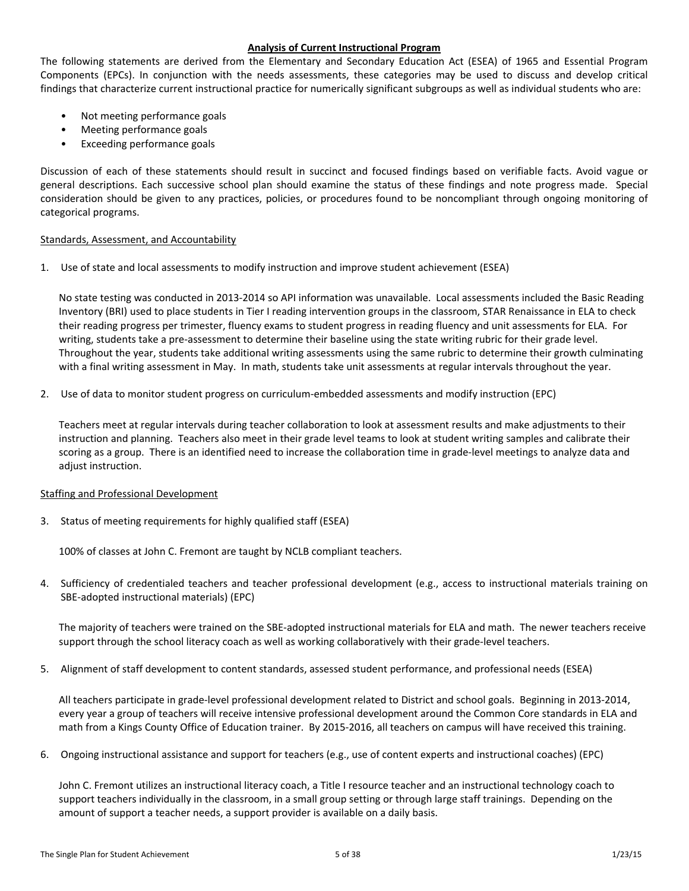## Analysis of Current Instructional Program

The following statements are derived from the Elementary and Secondary Education Act (ESEA) of 1965 and Essential Program Components (EPCs). In conjunction with the needs assessments, these categories may be used to discuss and develop critical findings that characterize current instructional practice for numerically significant subgroups as well as individual students who are:

- Not meeting performance goals
- Meeting performance goals
- Exceeding performance goals

Discussion of each of these statements should result in succinct and focused findings based on verifiable facts. Avoid vague or general descriptions. Each successive school plan should examine the status of these findings and note progress made. Special consideration should be given to any practices, policies, or procedures found to be noncompliant through ongoing monitoring of categorical programs.

### Standards, Assessment, and Accountability

1. Use of state and local assessments to modify instruction and improve student achievement (ESEA)

   No state testing was conducted in 2013-2014 so API information was unavailable. Local assessments included the Basic Reading Inventory (BRI) used to place students in Tier I reading intervention groups in the classroom, STAR Renaissance in ELA to check their reading progress per trimester, fluency exams to student progress in reading fluency and unit assessments for ELA. For writing, students take a pre-assessment to determine their baseline using the state writing rubric for their grade level. Throughout the year, students take additional writing assessments using the same rubric to determine their growth culminating with a final writing assessment in May. In math, students take unit assessments at regular intervals throughout the year.

2. Use of data to monitor student progress on curriculum-embedded assessments and modify instruction (EPC)

   Teachers meet at regular intervals during teacher collaboration to look at assessment results and make adjustments to their instruction and planning. Teachers also meet in their grade level teams to look at student writing samples and calibrate their scoring as a group. There is an identified need to increase the collaboration time in grade-level meetings to analyze data and adjust instruction.

### Staffing and Professional Development

3. Status of meeting requirements for highly qualified staff (ESEA)

   100% of classes at John C. Fremont are taught by NCLB compliant teachers.

4. Sufficiency of credentialed teachers and teacher professional development (e.g., access to instructional materials training on SBE-adopted instructional materials) (EPC)

   The majority of teachers were trained on the SBE-adopted instructional materials for ELA and math. The newer teachers receive support through the school literacy coach as well as working collaboratively with their grade-level teachers.

5. Alignment of staff development to content standards, assessed student performance, and professional needs (ESEA)

   All teachers participate in grade-level professional development related to District and school goals. Beginning in 2013-2014, every year a group of teachers will receive intensive professional development around the Common Core standards in ELA and math from a Kings County Office of Education trainer. By 2015-2016, all teachers on campus will have received this training.

6. Ongoing instructional assistance and support for teachers (e.g., use of content experts and instructional coaches) (EPC)

   John C. Fremont utilizes an instructional literacy coach, a Title I resource teacher and an instructional technology coach to support teachers individually in the classroom, in a small group setting or through large staff trainings. Depending on the amount of support a teacher needs, a support provider is available on a daily basis.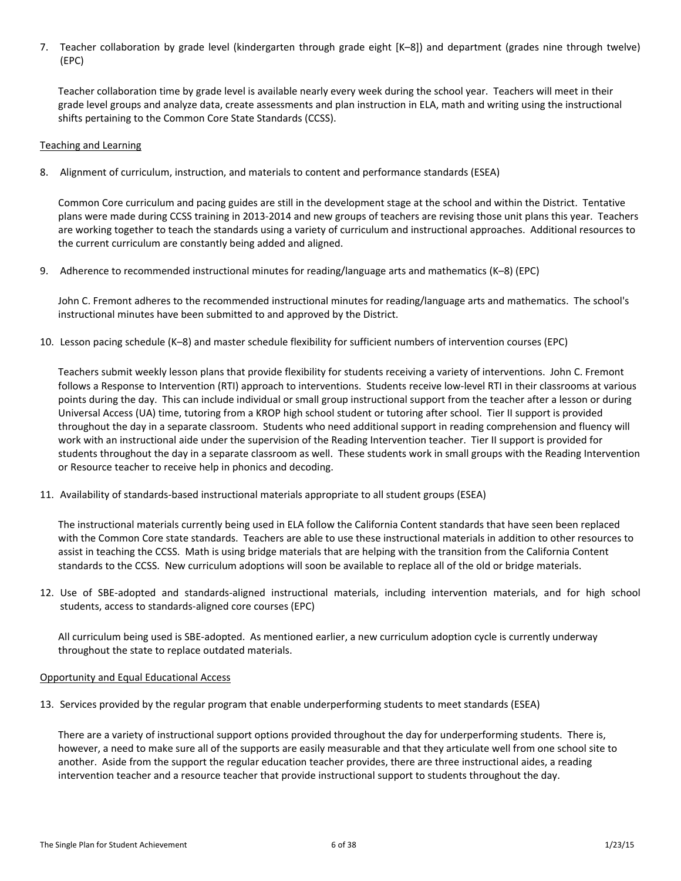7. Teacher collaboration by grade level (kindergarten through grade eight [K–8]) and department (grades nine through twelve) (EPC)

   Teacher collaboration time by grade level is available nearly every week during the school year. Teachers will meet in their grade level groups and analyze data, create assessments and plan instruction in ELA, math and writing using the instructional shifts pertaining to the Common Core State Standards (CCSS).

<u>Teaching and Learning</u>

8. Alignment of curriculum, instruction, and materials to content and performance standards (ESEA)

   Common Core curriculum and pacing guides are still in the development stage at the school and within the District. Tentative plans were made during CCSS training in 2013-2014 and new groups of teachers are revising those unit plans this year. Teachers are working together to teach the standards using a variety of curriculum and instructional approaches. Additional resources to the current curriculum are constantly being added and aligned.

9. Adherence to recommended instructional minutes for reading/language arts and mathematics (K–8) (EPC)

   John C. Fremont adheres to the recommended instructional minutes for reading/language arts and mathematics. The school's instructional minutes have been submitted to and approved by the District.

10. Lesson pacing schedule (K–8) and master schedule flexibility for sufficient numbers of intervention courses (EPC)

    Teachers submit weekly lesson plans that provide flexibility for students receiving a variety of interventions. John C. Fremont follows a Response to Intervention (RTI) approach to interventions. Students receive low-level RTI in their classrooms at various points during the day. This can include individual or small group instructional support from the teacher after a lesson or during Universal Access (UA) time, tutoring from a KROP high school student or tutoring after school. Tier II support is provided throughout the day in a separate classroom. Students who need additional support in reading comprehension and fluency will work with an instructional aide under the supervision of the Reading Intervention teacher. Tier II support is provided for students throughout the day in a separate classroom as well. These students work in small groups with the Reading Intervention or Resource teacher to receive help in phonics and decoding.

11. Availability of standards-based instructional materials appropriate to all student groups (ESEA)

    The instructional materials currently being used in ELA follow the California Content standards that have seen been replaced with the Common Core state standards. Teachers are able to use these instructional materials in addition to other resources to assist in teaching the CCSS. Math is using bridge materials that are helping with the transition from the California Content standards to the CCSS. New curriculum adoptions will soon be available to replace all of the old or bridge materials.

12. Use of SBE-adopted and standards-aligned instructional materials, including intervention materials, and for high school students, access to standards-aligned core courses (EPC)

    All curriculum being used is SBE-adopted. As mentioned earlier, a new curriculum adoption cycle is currently underway throughout the state to replace outdated materials.

<u>Opportunity and Equal Educational Access</u>

13. Services provided by the regular program that enable underperforming students to meet standards (ESEA)

    There are a variety of instructional support options provided throughout the day for underperforming students. There is, however, a need to make sure all of the supports are easily measurable and that they articulate well from one school site to another. Aside from the support the regular education teacher provides, there are three instructional aides, a reading intervention teacher and a resource teacher that provide instructional support to students throughout the day.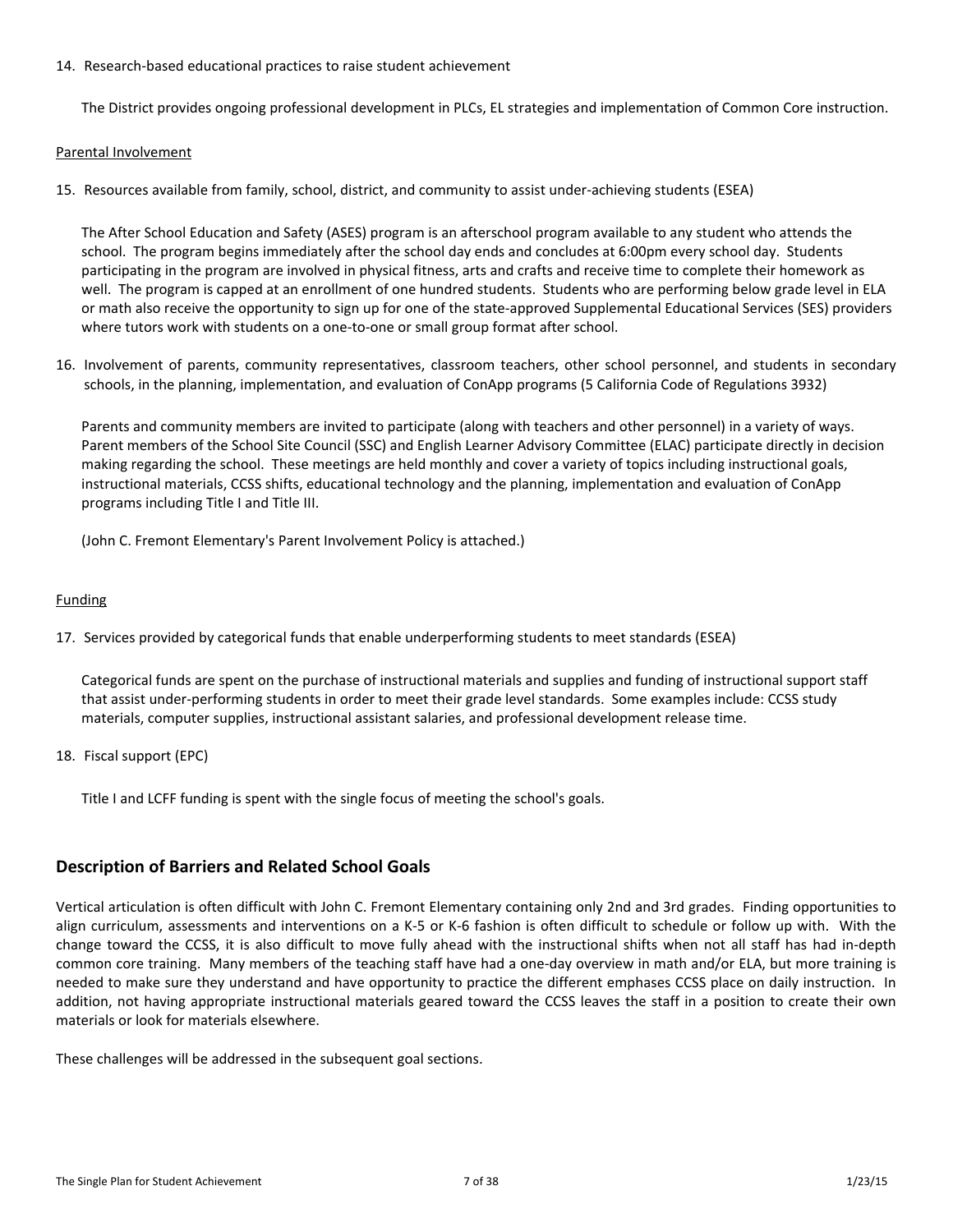14. Research-based educational practices to raise student achievement

    The District provides ongoing professional development in PLCs, EL strategies and implementation of Common Core instruction.

Parental Involvement

15. Resources available from family, school, district, and community to assist under-achieving students (ESEA)

    The After School Education and Safety (ASES) program is an afterschool program available to any student who attends the school. The program begins immediately after the school day ends and concludes at 6:00pm every school day. Students participating in the program are involved in physical fitness, arts and crafts and receive time to complete their homework as well. The program is capped at an enrollment of one hundred students. Students who are performing below grade level in ELA or math also receive the opportunity to sign up for one of the state-approved Supplemental Educational Services (SES) providers where tutors work with students on a one-to-one or small group format after school.

16. Involvement of parents, community representatives, classroom teachers, other school personnel, and students in secondary schools, in the planning, implementation, and evaluation of ConApp programs (5 California Code of Regulations 3932)

    Parents and community members are invited to participate (along with teachers and other personnel) in a variety of ways. Parent members of the School Site Council (SSC) and English Learner Advisory Committee (ELAC) participate directly in decision making regarding the school. These meetings are held monthly and cover a variety of topics including instructional goals, instructional materials, CCSS shifts, educational technology and the planning, implementation and evaluation of ConApp programs including Title I and Title III.

    (John C. Fremont Elementary's Parent Involvement Policy is attached.)

Funding

17. Services provided by categorical funds that enable underperforming students to meet standards (ESEA)

    Categorical funds are spent on the purchase of instructional materials and supplies and funding of instructional support staff that assist under-performing students in order to meet their grade level standards. Some examples include: CCSS study materials, computer supplies, instructional assistant salaries, and professional development release time.

18. Fiscal support (EPC)

    Title I and LCFF funding is spent with the single focus of meeting the school's goals.

## Description of Barriers and Related School Goals

Vertical articulation is often difficult with John C. Fremont Elementary containing only 2nd and 3rd grades. Finding opportunities to align curriculum, assessments and interventions on a K-5 or K-6 fashion is often difficult to schedule or follow up with. With the change toward the CCSS, it is also difficult to move fully ahead with the instructional shifts when not all staff has had in-depth common core training. Many members of the teaching staff have had a one-day overview in math and/or ELA, but more training is needed to make sure they understand and have opportunity to practice the different emphases CCSS place on daily instruction. In addition, not having appropriate instructional materials geared toward the CCSS leaves the staff in a position to create their own materials or look for materials elsewhere.

These challenges will be addressed in the subsequent goal sections.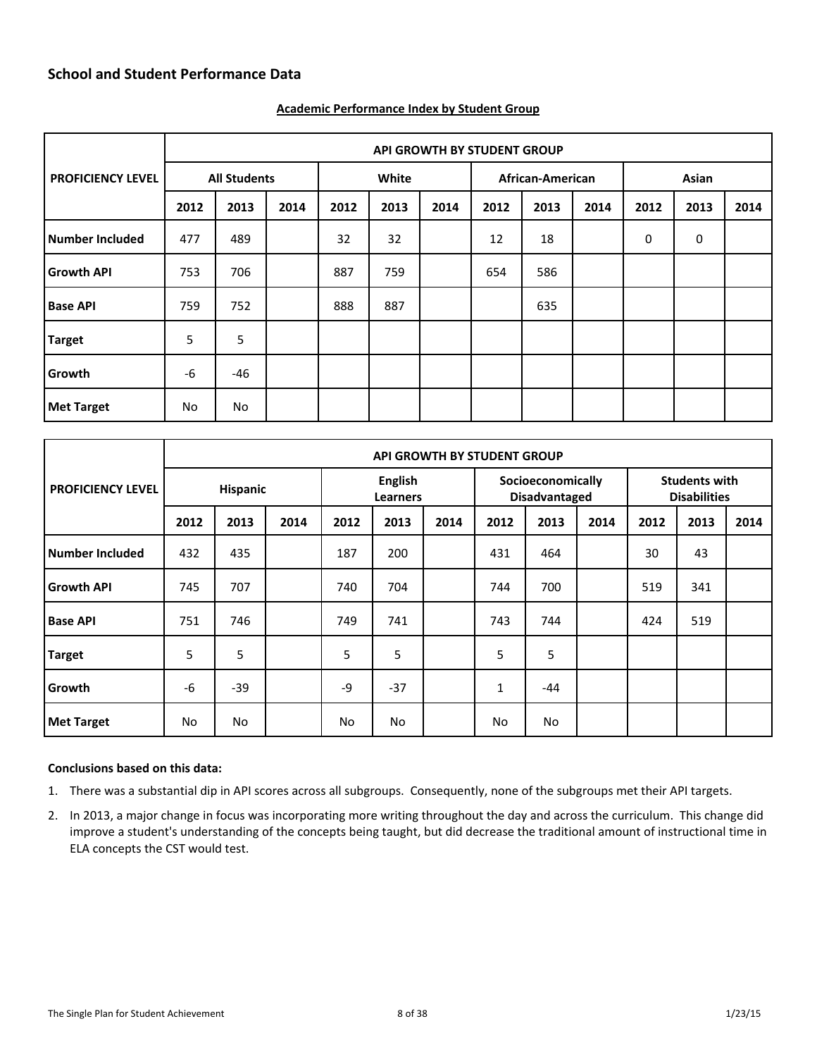## School and Student Performance Data

**Academic Performance Index by Student Group**

| PROFICIENCY LEVEL | API GROWTH BY STUDENT GROUP | | | | | | | | | | | |
|---|---|---|---|---|---|---|---|---|---|---|---|---|
| | All Students | | | White | | | African-American | | | Asian | | |
| | 2012 | 2013 | 2014 | 2012 | 2013 | 2014 | 2012 | 2013 | 2014 | 2012 | 2013 | 2014 |
| Number Included | 477 | 489 | | 32 | 32 | | 12 | 18 | | 0 | 0 | |
| Growth API | 753 | 706 | | 887 | 759 | | 654 | 586 | | | | |
| Base API | 759 | 752 | | 888 | 887 | | | 635 | | | | |
| Target | 5 | 5 | | | | | | | | | | |
| Growth | -6 | -46 | | | | | | | | | | |
| Met Target | No | No | | | | | | | | | | |

| PROFICIENCY LEVEL | API GROWTH BY STUDENT GROUP | | | | | | | | | | | |
|---|---|---|---|---|---|---|---|---|---|---|---|---|
| | Hispanic | | | English Learners | | | Socioeconomically Disadvantaged | | | Students with Disabilities | | |
| | 2012 | 2013 | 2014 | 2012 | 2013 | 2014 | 2012 | 2013 | 2014 | 2012 | 2013 | 2014 |
| Number Included | 432 | 435 | | 187 | 200 | | 431 | 464 | | 30 | 43 | |
| Growth API | 745 | 707 | | 740 | 704 | | 744 | 700 | | 519 | 341 | |
| Base API | 751 | 746 | | 749 | 741 | | 743 | 744 | | 424 | 519 | |
| Target | 5 | 5 | | 5 | 5 | | 5 | 5 | | | | |
| Growth | -6 | -39 | | -9 | -37 | | 1 | -44 | | | | |
| Met Target | No | No | | No | No | | No | No | | | | |

**Conclusions based on this data:**

1. There was a substantial dip in API scores across all subgroups. Consequently, none of the subgroups met their API targets.
2. In 2013, a major change in focus was incorporating more writing throughout the day and across the curriculum. This change did improve a student's understanding of the concepts being taught, but did decrease the traditional amount of instructional time in ELA concepts the CST would test.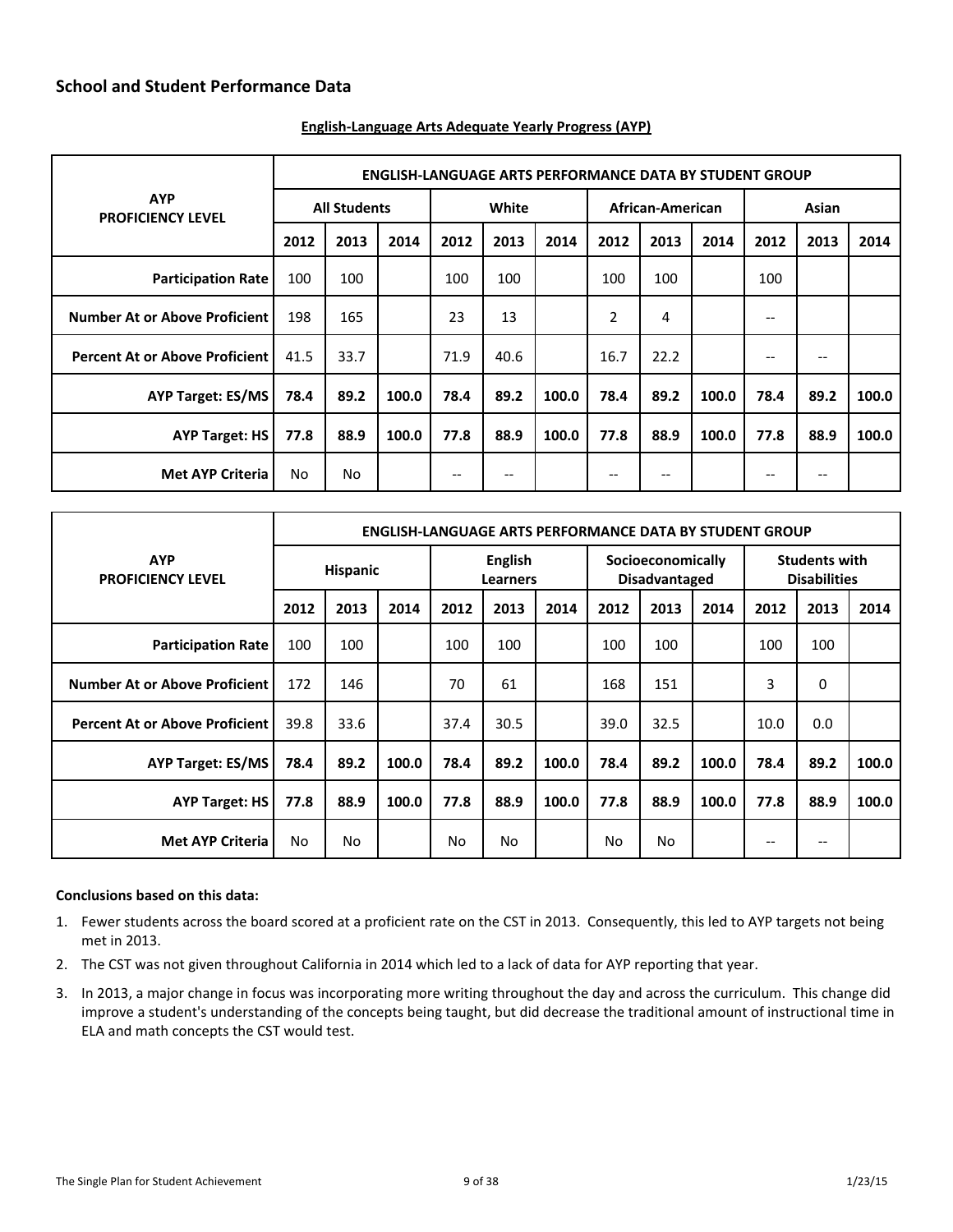## School and Student Performance Data

**English-Language Arts Adequate Yearly Progress (AYP)**

| AYP PROFICIENCY LEVEL | ENGLISH-LANGUAGE ARTS PERFORMANCE DATA BY STUDENT GROUP | | | | | | | | | | | |
|---|---|---|---|---|---|---|---|---|---|---|---|---|
| | All Students | | | White | | | African-American | | | Asian | | |
| | 2012 | 2013 | 2014 | 2012 | 2013 | 2014 | 2012 | 2013 | 2014 | 2012 | 2013 | 2014 |
| Participation Rate | 100 | 100 | | 100 | 100 | | 100 | 100 | | 100 | | |
| Number At or Above Proficient | 198 | 165 | | 23 | 13 | | 2 | 4 | | -- | | |
| Percent At or Above Proficient | 41.5 | 33.7 | | 71.9 | 40.6 | | 16.7 | 22.2 | | -- | -- | |
| AYP Target: ES/MS | 78.4 | 89.2 | 100.0 | 78.4 | 89.2 | 100.0 | 78.4 | 89.2 | 100.0 | 78.4 | 89.2 | 100.0 |
| AYP Target: HS | 77.8 | 88.9 | 100.0 | 77.8 | 88.9 | 100.0 | 77.8 | 88.9 | 100.0 | 77.8 | 88.9 | 100.0 |
| Met AYP Criteria | No | No | | -- | -- | | -- | -- | | -- | -- | |

| AYP PROFICIENCY LEVEL | ENGLISH-LANGUAGE ARTS PERFORMANCE DATA BY STUDENT GROUP | | | | | | | | | | | |
|---|---|---|---|---|---|---|---|---|---|---|---|---|
| | Hispanic | | | English Learners | | | Socioeconomically Disadvantaged | | | Students with Disabilities | | |
| | 2012 | 2013 | 2014 | 2012 | 2013 | 2014 | 2012 | 2013 | 2014 | 2012 | 2013 | 2014 |
| Participation Rate | 100 | 100 | | 100 | 100 | | 100 | 100 | | 100 | 100 | |
| Number At or Above Proficient | 172 | 146 | | 70 | 61 | | 168 | 151 | | 3 | 0 | |
| Percent At or Above Proficient | 39.8 | 33.6 | | 37.4 | 30.5 | | 39.0 | 32.5 | | 10.0 | 0.0 | |
| AYP Target: ES/MS | 78.4 | 89.2 | 100.0 | 78.4 | 89.2 | 100.0 | 78.4 | 89.2 | 100.0 | 78.4 | 89.2 | 100.0 |
| AYP Target: HS | 77.8 | 88.9 | 100.0 | 77.8 | 88.9 | 100.0 | 77.8 | 88.9 | 100.0 | 77.8 | 88.9 | 100.0 |
| Met AYP Criteria | No | No | | No | No | | No | No | | -- | -- | |

**Conclusions based on this data:**

1. Fewer students across the board scored at a proficient rate on the CST in 2013. Consequently, this led to AYP targets not being met in 2013.
2. The CST was not given throughout California in 2014 which led to a lack of data for AYP reporting that year.
3. In 2013, a major change in focus was incorporating more writing throughout the day and across the curriculum. This change did improve a student's understanding of the concepts being taught, but did decrease the traditional amount of instructional time in ELA and math concepts the CST would test.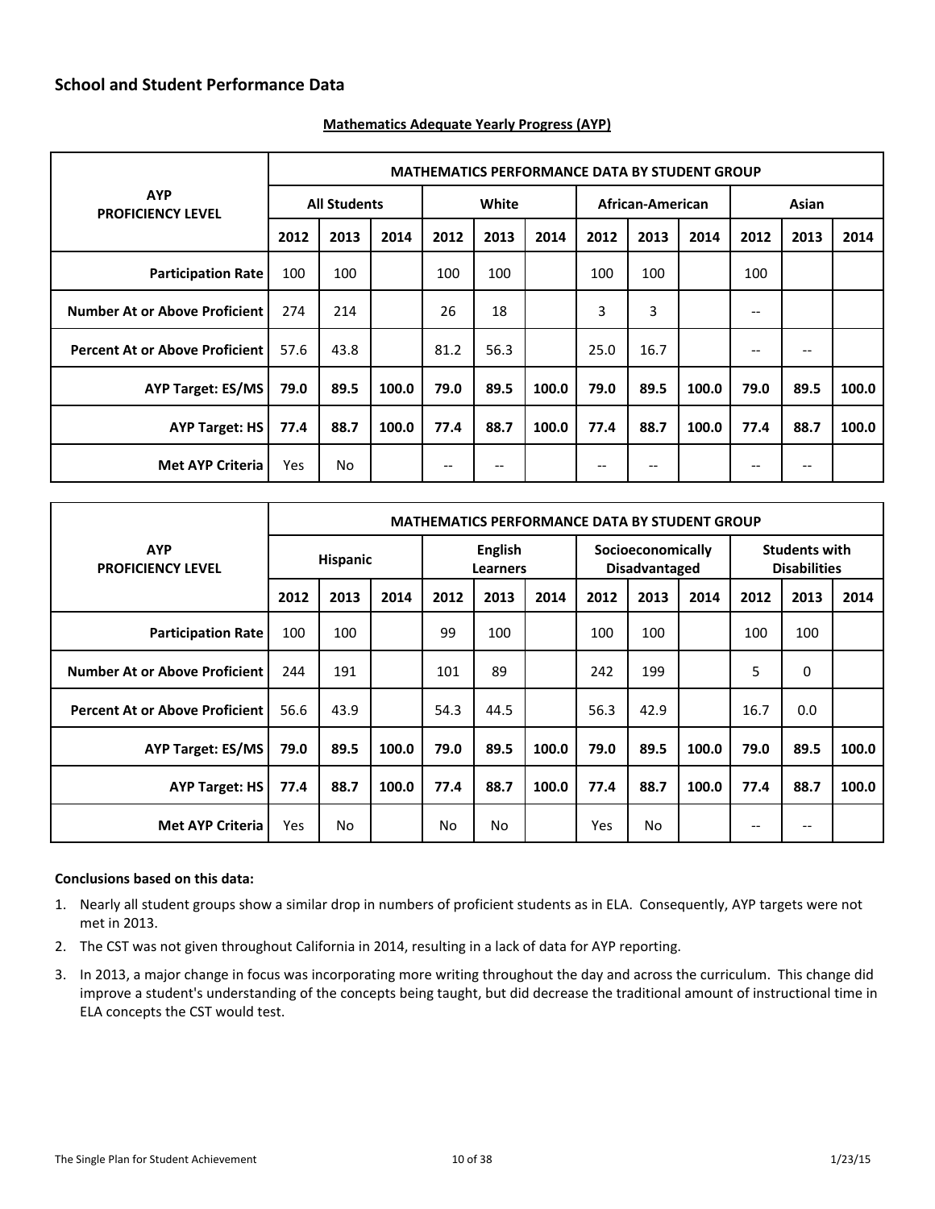## School and Student Performance Data

**Mathematics Adequate Yearly Progress (AYP)**

| AYP PROFICIENCY LEVEL | MATHEMATICS PERFORMANCE DATA BY STUDENT GROUP | | | | | | | | | | | |
|---|---|---|---|---|---|---|---|---|---|---|---|---|
| | All Students | | | White | | | African-American | | | Asian | | |
| | 2012 | 2013 | 2014 | 2012 | 2013 | 2014 | 2012 | 2013 | 2014 | 2012 | 2013 | 2014 |
| **Participation Rate** | 100 | 100 | | 100 | 100 | | 100 | 100 | | 100 | | |
| **Number At or Above Proficient** | 274 | 214 | | 26 | 18 | | 3 | 3 | | -- | | |
| **Percent At or Above Proficient** | 57.6 | 43.8 | | 81.2 | 56.3 | | 25.0 | 16.7 | | -- | -- | |
| **AYP Target: ES/MS** | **79.0** | **89.5** | **100.0** | **79.0** | **89.5** | **100.0** | **79.0** | **89.5** | **100.0** | **79.0** | **89.5** | **100.0** |
| **AYP Target: HS** | **77.4** | **88.7** | **100.0** | **77.4** | **88.7** | **100.0** | **77.4** | **88.7** | **100.0** | **77.4** | **88.7** | **100.0** |
| **Met AYP Criteria** | Yes | No | | -- | -- | | -- | -- | | -- | -- | |

| AYP PROFICIENCY LEVEL | MATHEMATICS PERFORMANCE DATA BY STUDENT GROUP | | | | | | | | | | | |
|---|---|---|---|---|---|---|---|---|---|---|---|---|
| | Hispanic | | | English Learners | | | Socioeconomically Disadvantaged | | | Students with Disabilities | | |
| | 2012 | 2013 | 2014 | 2012 | 2013 | 2014 | 2012 | 2013 | 2014 | 2012 | 2013 | 2014 |
| **Participation Rate** | 100 | 100 | | 99 | 100 | | 100 | 100 | | 100 | 100 | |
| **Number At or Above Proficient** | 244 | 191 | | 101 | 89 | | 242 | 199 | | 5 | 0 | |
| **Percent At or Above Proficient** | 56.6 | 43.9 | | 54.3 | 44.5 | | 56.3 | 42.9 | | 16.7 | 0.0 | |
| **AYP Target: ES/MS** | **79.0** | **89.5** | **100.0** | **79.0** | **89.5** | **100.0** | **79.0** | **89.5** | **100.0** | **79.0** | **89.5** | **100.0** |
| **AYP Target: HS** | **77.4** | **88.7** | **100.0** | **77.4** | **88.7** | **100.0** | **77.4** | **88.7** | **100.0** | **77.4** | **88.7** | **100.0** |
| **Met AYP Criteria** | Yes | No | | No | No | | Yes | No | | -- | -- | |

**Conclusions based on this data:**

1. Nearly all student groups show a similar drop in numbers of proficient students as in ELA. Consequently, AYP targets were not met in 2013.
2. The CST was not given throughout California in 2014, resulting in a lack of data for AYP reporting.
3. In 2013, a major change in focus was incorporating more writing throughout the day and across the curriculum. This change did improve a student's understanding of the concepts being taught, but did decrease the traditional amount of instructional time in ELA concepts the CST would test.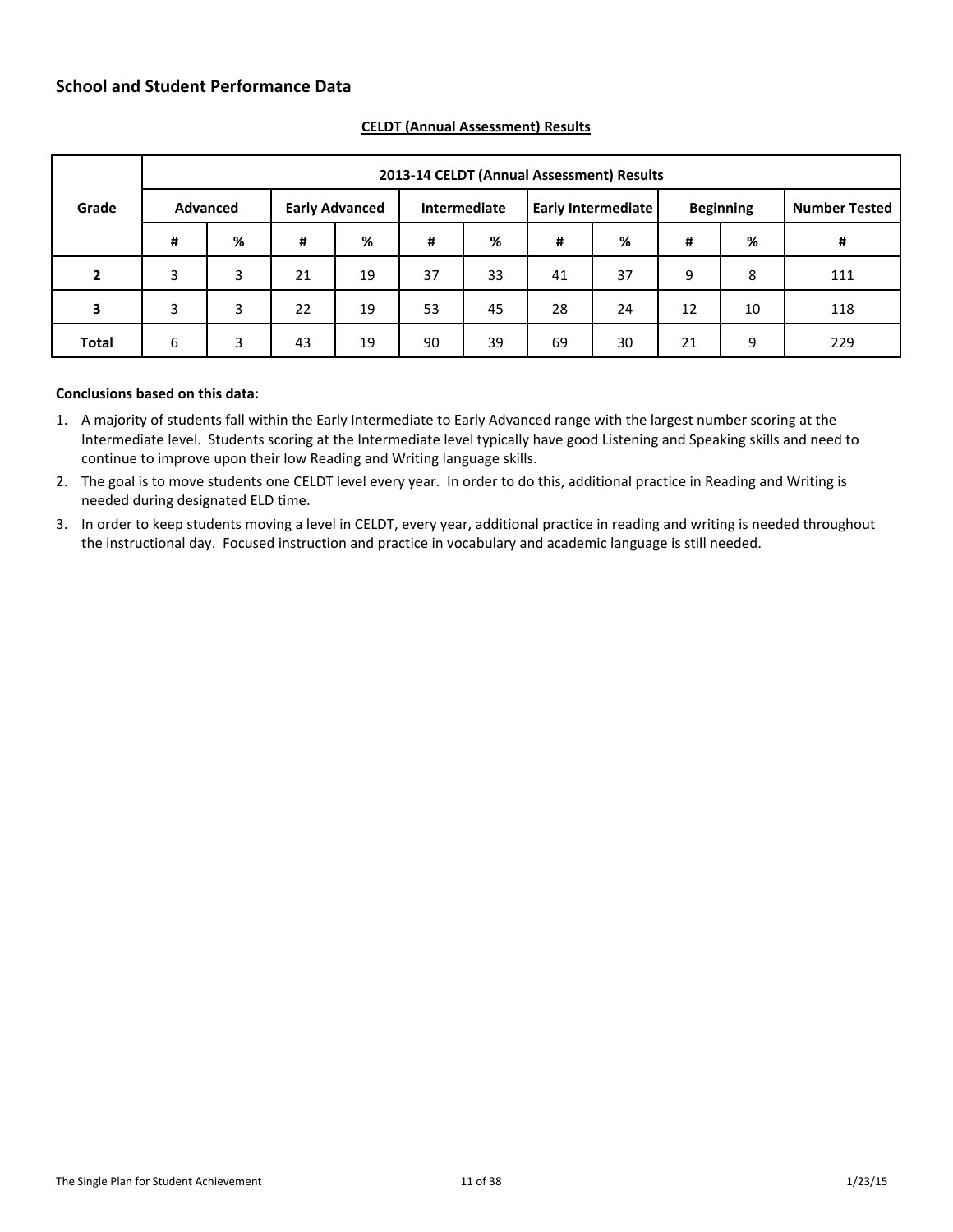## School and Student Performance Data

**CELDT (Annual Assessment) Results**

| Grade | 2013-14 CELDT (Annual Assessment) Results | | | | | | | | | | |
|---|---|---|---|---|---|---|---|---|---|---|---|
| | Advanced | | Early Advanced | | Intermediate | | Early Intermediate | | Beginning | | Number Tested |
| | # | % | # | % | # | % | # | % | # | % | # |
| **2** | 3 | 3 | 21 | 19 | 37 | 33 | 41 | 37 | 9 | 8 | 111 |
| **3** | 3 | 3 | 22 | 19 | 53 | 45 | 28 | 24 | 12 | 10 | 118 |
| **Total** | 6 | 3 | 43 | 19 | 90 | 39 | 69 | 30 | 21 | 9 | 229 |

**Conclusions based on this data:**

1. A majority of students fall within the Early Intermediate to Early Advanced range with the largest number scoring at the Intermediate level. Students scoring at the Intermediate level typically have good Listening and Speaking skills and need to continue to improve upon their low Reading and Writing language skills.
2. The goal is to move students one CELDT level every year. In order to do this, additional practice in Reading and Writing is needed during designated ELD time.
3. In order to keep students moving a level in CELDT, every year, additional practice in reading and writing is needed throughout the instructional day. Focused instruction and practice in vocabulary and academic language is still needed.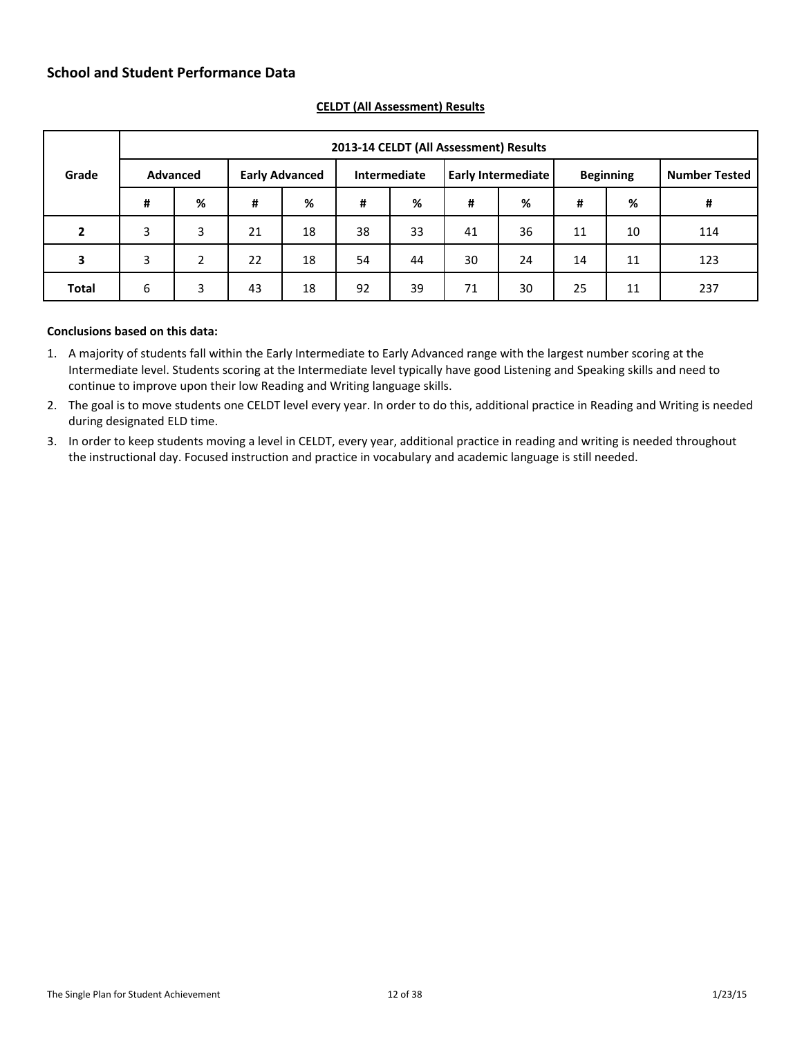## School and Student Performance Data

**CELDT (All Assessment) Results**

| Grade | 2013-14 CELDT (All Assessment) Results | | | | | | | | | | |
|---|---|---|---|---|---|---|---|---|---|---|---|
| | Advanced | | Early Advanced | | Intermediate | | Early Intermediate | | Beginning | | Number Tested |
| | # | % | # | % | # | % | # | % | # | % | # |
| **2** | 3 | 3 | 21 | 18 | 38 | 33 | 41 | 36 | 11 | 10 | 114 |
| **3** | 3 | 2 | 22 | 18 | 54 | 44 | 30 | 24 | 14 | 11 | 123 |
| **Total** | 6 | 3 | 43 | 18 | 92 | 39 | 71 | 30 | 25 | 11 | 237 |

**Conclusions based on this data:**

1. A majority of students fall within the Early Intermediate to Early Advanced range with the largest number scoring at the Intermediate level. Students scoring at the Intermediate level typically have good Listening and Speaking skills and need to continue to improve upon their low Reading and Writing language skills.
2. The goal is to move students one CELDT level every year. In order to do this, additional practice in Reading and Writing is needed during designated ELD time.
3. In order to keep students moving a level in CELDT, every year, additional practice in reading and writing is needed throughout the instructional day. Focused instruction and practice in vocabulary and academic language is still needed.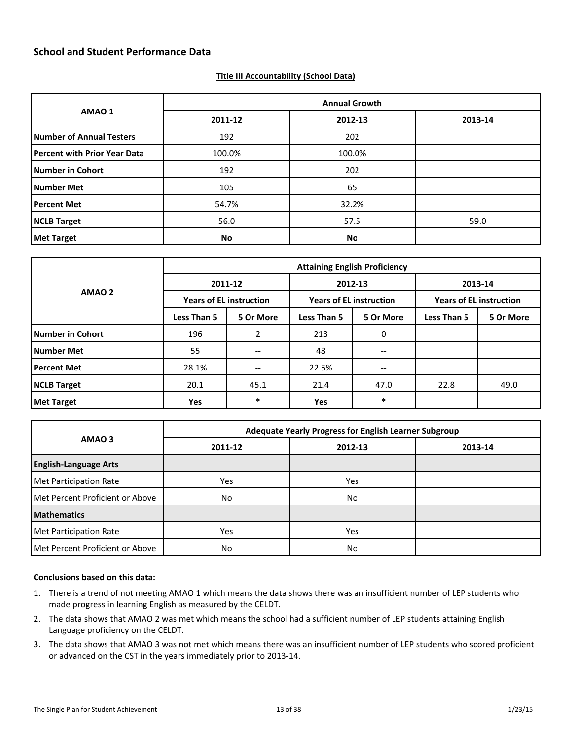## School and Student Performance Data

**Title III Accountability (School Data)**

| AMAO 1 | Annual Growth | | |
|---|---|---|---|
| | **2011-12** | **2012-13** | **2013-14** |
| **Number of Annual Testers** | 192 | 202 | |
| **Percent with Prior Year Data** | 100.0% | 100.0% | |
| **Number in Cohort** | 192 | 202 | |
| **Number Met** | 105 | 65 | |
| **Percent Met** | 54.7% | 32.2% | |
| **NCLB Target** | 56.0 | 57.5 | 59.0 |
| **Met Target** | **No** | **No** | |

| AMAO 2 | Attaining English Proficiency | | | | | |
|---|---|---|---|---|---|---|
| | **2011-12** | | **2012-13** | | **2013-14** | |
| | **Years of EL instruction** | | **Years of EL instruction** | | **Years of EL instruction** | |
| | **Less Than 5** | **5 Or More** | **Less Than 5** | **5 Or More** | **Less Than 5** | **5 Or More** |
| **Number in Cohort** | 196 | 2 | 213 | 0 | | |
| **Number Met** | 55 | -- | 48 | -- | | |
| **Percent Met** | 28.1% | -- | 22.5% | -- | | |
| **NCLB Target** | 20.1 | 45.1 | 21.4 | 47.0 | 22.8 | 49.0 |
| **Met Target** | **Yes** | * | **Yes** | * | | |

| AMAO 3 | Adequate Yearly Progress for English Learner Subgroup | | |
|---|---|---|---|
| | **2011-12** | **2012-13** | **2013-14** |
| **English-Language Arts** | | | |
| Met Participation Rate | Yes | Yes | |
| Met Percent Proficient or Above | No | No | |
| **Mathematics** | | | |
| Met Participation Rate | Yes | Yes | |
| Met Percent Proficient or Above | No | No | |

**Conclusions based on this data:**

1. There is a trend of not meeting AMAO 1 which means the data shows there was an insufficient number of LEP students who made progress in learning English as measured by the CELDT.
2. The data shows that AMAO 2 was met which means the school had a sufficient number of LEP students attaining English Language proficiency on the CELDT.
3. The data shows that AMAO 3 was not met which means there was an insufficient number of LEP students who scored proficient or advanced on the CST in the years immediately prior to 2013-14.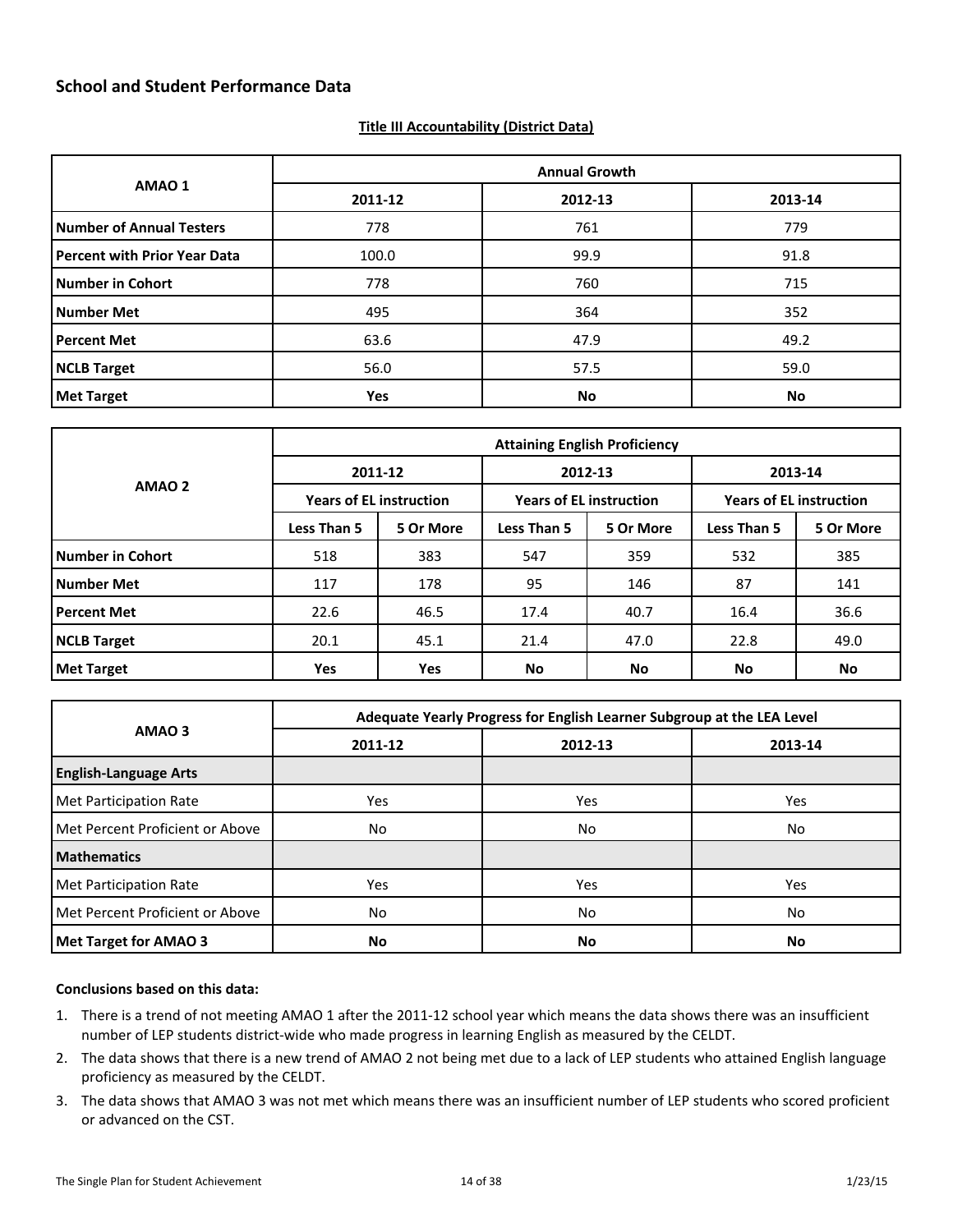## School and Student Performance Data

**Title III Accountability (District Data)**

| AMAO 1 | Annual Growth | | |
|---|---|---|---|
| | **2011-12** | **2012-13** | **2013-14** |
| **Number of Annual Testers** | 778 | 761 | 779 |
| **Percent with Prior Year Data** | 100.0 | 99.9 | 91.8 |
| **Number in Cohort** | 778 | 760 | 715 |
| **Number Met** | 495 | 364 | 352 |
| **Percent Met** | 63.6 | 47.9 | 49.2 |
| **NCLB Target** | 56.0 | 57.5 | 59.0 |
| **Met Target** | **Yes** | **No** | **No** |

| AMAO 2 | Attaining English Proficiency | | | | | |
|---|---|---|---|---|---|---|
| | **2011-12** | | **2012-13** | | **2013-14** | |
| | **Years of EL instruction** | | **Years of EL instruction** | | **Years of EL instruction** | |
| | **Less Than 5** | **5 Or More** | **Less Than 5** | **5 Or More** | **Less Than 5** | **5 Or More** |
| **Number in Cohort** | 518 | 383 | 547 | 359 | 532 | 385 |
| **Number Met** | 117 | 178 | 95 | 146 | 87 | 141 |
| **Percent Met** | 22.6 | 46.5 | 17.4 | 40.7 | 16.4 | 36.6 |
| **NCLB Target** | 20.1 | 45.1 | 21.4 | 47.0 | 22.8 | 49.0 |
| **Met Target** | **Yes** | **Yes** | **No** | **No** | **No** | **No** |

| AMAO 3 | Adequate Yearly Progress for English Learner Subgroup at the LEA Level | | |
|---|---|---|---|
| | **2011-12** | **2012-13** | **2013-14** |
| **English-Language Arts** | | | |
| Met Participation Rate | Yes | Yes | Yes |
| Met Percent Proficient or Above | No | No | No |
| **Mathematics** | | | |
| Met Participation Rate | Yes | Yes | Yes |
| Met Percent Proficient or Above | No | No | No |
| **Met Target for AMAO 3** | **No** | **No** | **No** |

**Conclusions based on this data:**

1. There is a trend of not meeting AMAO 1 after the 2011-12 school year which means the data shows there was an insufficient number of LEP students district-wide who made progress in learning English as measured by the CELDT.
2. The data shows that there is a new trend of AMAO 2 not being met due to a lack of LEP students who attained English language proficiency as measured by the CELDT.
3. The data shows that AMAO 3 was not met which means there was an insufficient number of LEP students who scored proficient or advanced on the CST.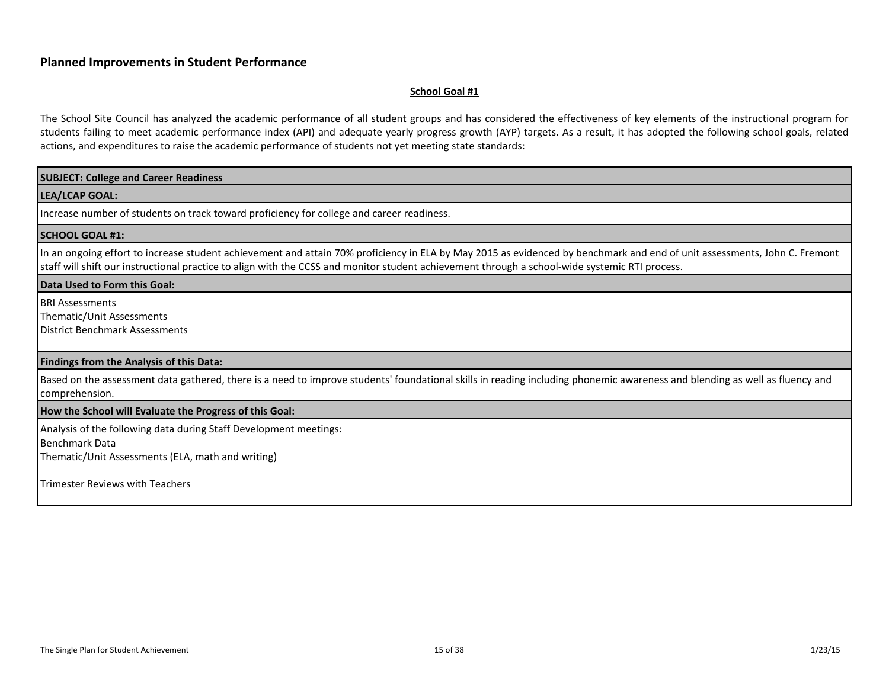## Planned Improvements in Student Performance

**School Goal #1**

The School Site Council has analyzed the academic performance of all student groups and has considered the effectiveness of key elements of the instructional program for students failing to meet academic performance index (API) and adequate yearly progress growth (AYP) targets. As a result, it has adopted the following school goals, related actions, and expenditures to raise the academic performance of students not yet meeting state standards:

**SUBJECT: College and Career Readiness**

**LEA/LCAP GOAL:**

Increase number of students on track toward proficiency for college and career readiness.

**SCHOOL GOAL #1:**

In an ongoing effort to increase student achievement and attain 70% proficiency in ELA by May 2015 as evidenced by benchmark and end of unit assessments, John C. Fremont staff will shift our instructional practice to align with the CCSS and monitor student achievement through a school-wide systemic RTI process.

**Data Used to Form this Goal:**

BRI Assessments
Thematic/Unit Assessments
District Benchmark Assessments

**Findings from the Analysis of this Data:**

Based on the assessment data gathered, there is a need to improve students' foundational skills in reading including phonemic awareness and blending as well as fluency and comprehension.

**How the School will Evaluate the Progress of this Goal:**

Analysis of the following data during Staff Development meetings:
Benchmark Data
Thematic/Unit Assessments (ELA, math and writing)

Trimester Reviews with Teachers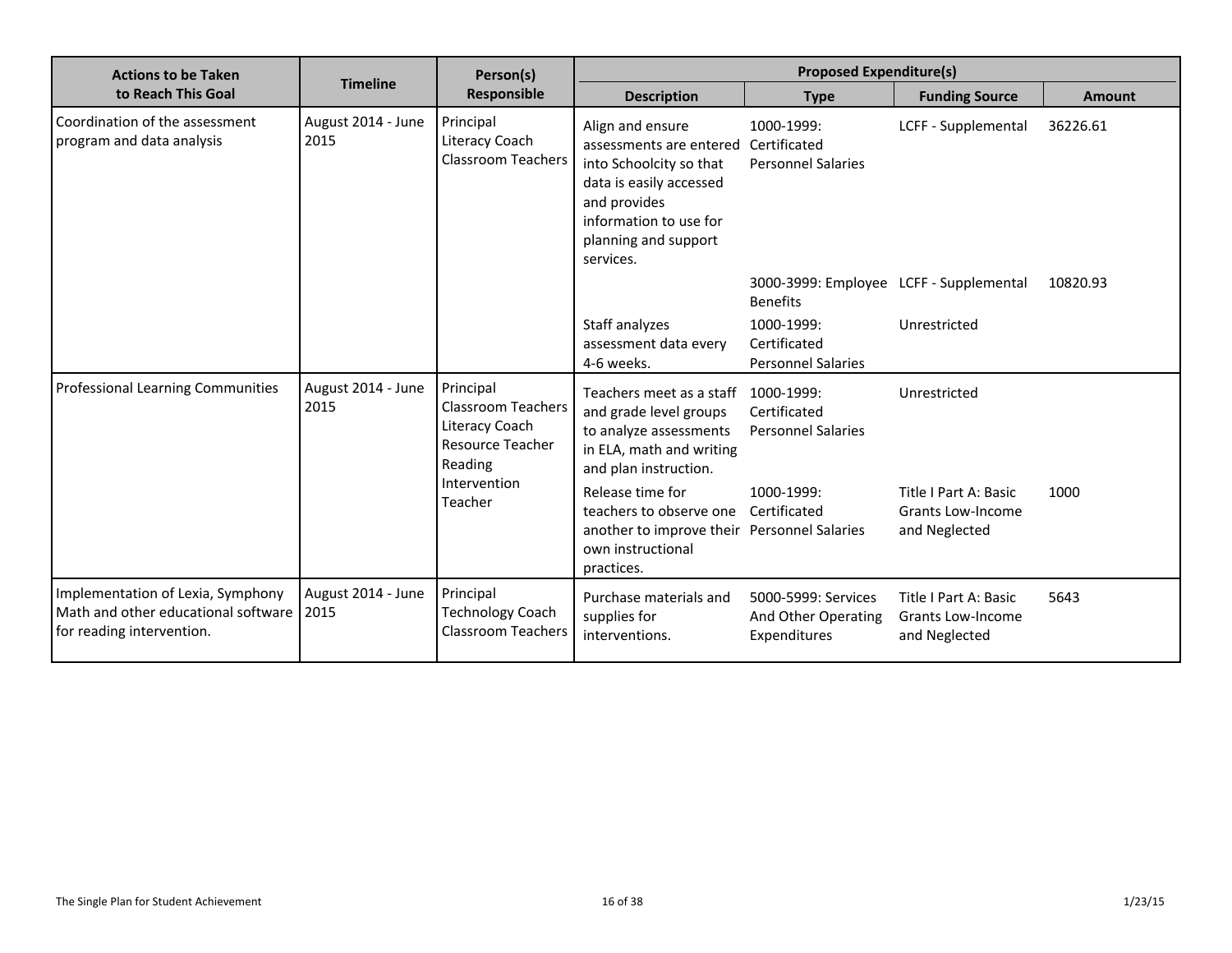| Actions to be Taken to Reach This Goal | Timeline | Person(s) Responsible | Proposed Expenditure(s) | | | |
|---|---|---|---|---|---|---|
| | | | Description | Type | Funding Source | Amount |
| Coordination of the assessment program and data analysis | August 2014 - June 2015 | Principal<br>Literacy Coach<br>Classroom Teachers | Align and ensure assessments are entered into Schoolcity so that data is easily accessed and provides information to use for planning and support services. | 1000-1999: Certificated Personnel Salaries | LCFF - Supplemental | 36226.61 |
| | | | | 3000-3999: Employee Benefits | LCFF - Supplemental | 10820.93 |
| | | | Staff analyzes assessment data every 4-6 weeks. | 1000-1999: Certificated Personnel Salaries | Unrestricted | |
| Professional Learning Communities | August 2014 - June 2015 | Principal<br>Classroom Teachers<br>Literacy Coach<br>Resource Teacher<br>Reading Intervention Teacher | Teachers meet as a staff and grade level groups to analyze assessments in ELA, math and writing and plan instruction. | 1000-1999: Certificated Personnel Salaries | Unrestricted | |
| | | | Release time for teachers to observe one another to improve their own instructional practices. | 1000-1999: Certificated Personnel Salaries | Title I Part A: Basic Grants Low-Income and Neglected | 1000 |
| Implementation of Lexia, Symphony Math and other educational software for reading intervention. | August 2014 - June 2015 | Principal<br>Technology Coach<br>Classroom Teachers | Purchase materials and supplies for interventions. | 5000-5999: Services And Other Operating Expenditures | Title I Part A: Basic Grants Low-Income and Neglected | 5643 |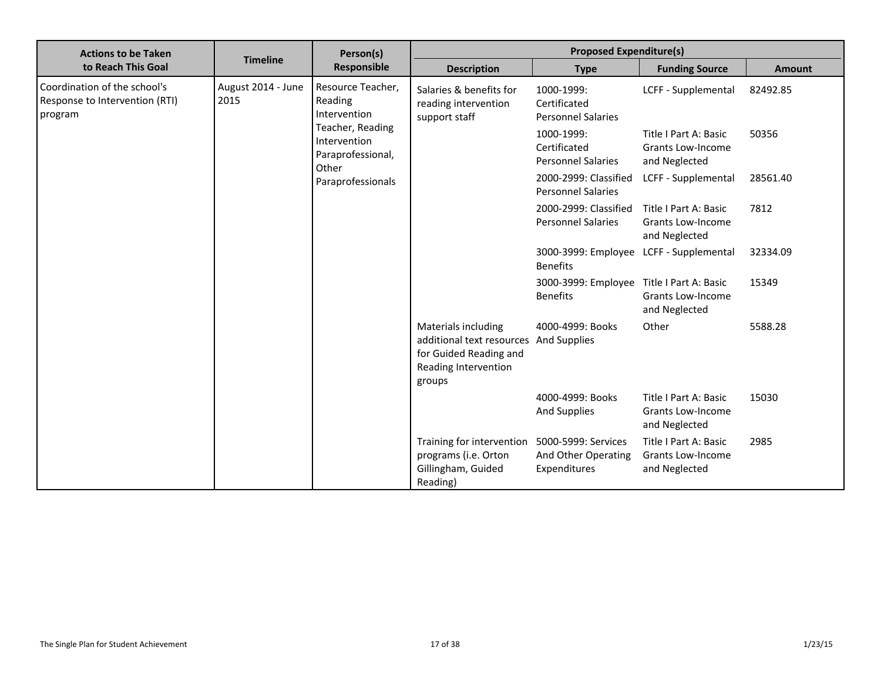| Actions to be Taken to Reach This Goal | Timeline | Person(s) Responsible | Proposed Expenditure(s) | | | |
|---|---|---|---|---|---|---|
| | | | Description | Type | Funding Source | Amount |
| Coordination of the school's Response to Intervention (RTI) program | August 2014 - June 2015 | Resource Teacher, Reading Intervention Teacher, Reading Intervention Paraprofessional, Other Paraprofessionals | Salaries & benefits for reading intervention support staff | 1000-1999: Certificated Personnel Salaries | LCFF - Supplemental | 82492.85 |
| | | | | 1000-1999: Certificated Personnel Salaries | Title I Part A: Basic Grants Low-Income and Neglected | 50356 |
| | | | | 2000-2999: Classified Personnel Salaries | LCFF - Supplemental | 28561.40 |
| | | | | 2000-2999: Classified Personnel Salaries | Title I Part A: Basic Grants Low-Income and Neglected | 7812 |
| | | | | 3000-3999: Employee Benefits | LCFF - Supplemental | 32334.09 |
| | | | | 3000-3999: Employee Benefits | Title I Part A: Basic Grants Low-Income and Neglected | 15349 |
| | | | Materials including additional text resources for Guided Reading and Reading Intervention groups | 4000-4999: Books And Supplies | Other | 5588.28 |
| | | | | 4000-4999: Books And Supplies | Title I Part A: Basic Grants Low-Income and Neglected | 15030 |
| | | | Training for intervention programs (i.e. Orton Gillingham, Guided Reading) | 5000-5999: Services And Other Operating Expenditures | Title I Part A: Basic Grants Low-Income and Neglected | 2985 |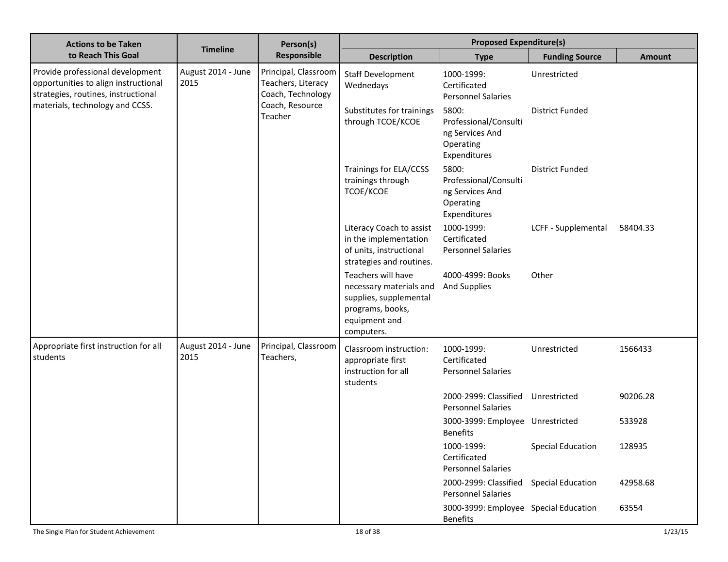| Actions to be Taken to Reach This Goal | Timeline | Person(s) Responsible | Proposed Expenditure(s) | | | |
|---|---|---|---|---|---|---|
| | | | Description | Type | Funding Source | Amount |
| Provide professional development opportunities to align instructional strategies, routines, instructional materials, technology and CCSS. | August 2014 - June 2015 | Principal, Classroom Teachers, Literacy Coach, Technology Coach, Resource Teacher | Staff Development Wednedays | 1000-1999: Certificated Personnel Salaries | Unrestricted | |
| | | | Substitutes for trainings through TCOE/KCOE | 5800: Professional/Consulting Services And Operating Expenditures | District Funded | |
| | | | Trainings for ELA/CCSS trainings through TCOE/KCOE | 5800: Professional/Consulting Services And Operating Expenditures | District Funded | |
| | | | Literacy Coach to assist in the implementation of units, instructional strategies and routines. | 1000-1999: Certificated Personnel Salaries | LCFF - Supplemental | 58404.33 |
| | | | Teachers will have necessary materials and supplies, supplemental programs, books, equipment and computers. | 4000-4999: Books And Supplies | Other | |
| Appropriate first instruction for all students | August 2014 - June 2015 | Principal, Classroom Teachers, | Classroom instruction: appropriate first instruction for all students | 1000-1999: Certificated Personnel Salaries | Unrestricted | 1566433 |
| | | | | 2000-2999: Classified Personnel Salaries | Unrestricted | 90206.28 |
| | | | | 3000-3999: Employee Benefits | Unrestricted | 533928 |
| | | | | 1000-1999: Certificated Personnel Salaries | Special Education | 128935 |
| | | | | 2000-2999: Classified Personnel Salaries | Special Education | 42958.68 |
| | | | | 3000-3999: Employee Benefits | Special Education | 63554 |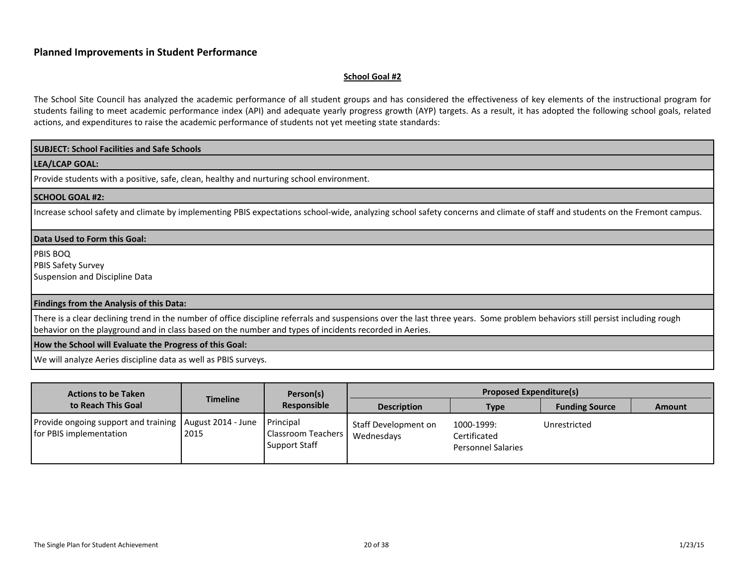## Planned Improvements in Student Performance

**School Goal #2**

The School Site Council has analyzed the academic performance of all student groups and has considered the effectiveness of key elements of the instructional program for students failing to meet academic performance index (API) and adequate yearly progress growth (AYP) targets. As a result, it has adopted the following school goals, related actions, and expenditures to raise the academic performance of students not yet meeting state standards:

**SUBJECT: School Facilities and Safe Schools**

**LEA/LCAP GOAL:**

Provide students with a positive, safe, clean, healthy and nurturing school environment.

**SCHOOL GOAL #2:**

Increase school safety and climate by implementing PBIS expectations school-wide, analyzing school safety concerns and climate of staff and students on the Fremont campus.

**Data Used to Form this Goal:**

PBIS BOQ
PBIS Safety Survey
Suspension and Discipline Data

**Findings from the Analysis of this Data:**

There is a clear declining trend in the number of office discipline referrals and suspensions over the last three years. Some problem behaviors still persist including rough behavior on the playground and in class based on the number and types of incidents recorded in Aeries.

**How the School will Evaluate the Progress of this Goal:**

We will analyze Aeries discipline data as well as PBIS surveys.

| Actions to be Taken to Reach This Goal | Timeline | Person(s) Responsible | Proposed Expenditure(s) | | | |
|---|---|---|---|---|---|---|
| | | | **Description** | **Type** | **Funding Source** | **Amount** |
| Provide ongoing support and training for PBIS implementation | August 2014 - June 2015 | Principal<br>Classroom Teachers<br>Support Staff | Staff Development on Wednesdays | 1000-1999: Certificated Personnel Salaries | Unrestricted | |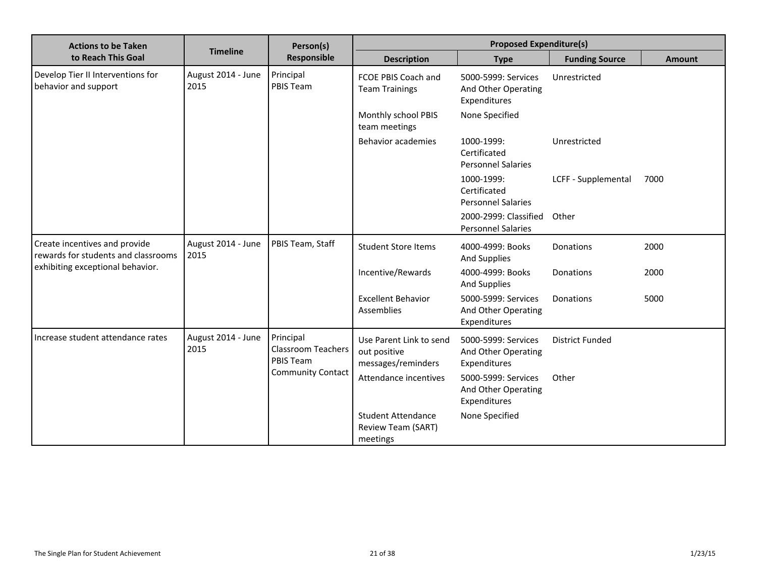| Actions to be Taken to Reach This Goal | Timeline | Person(s) Responsible | Proposed Expenditure(s) | | | |
|---|---|---|---|---|---|---|
| | | | **Description** | **Type** | **Funding Source** | **Amount** |
| Develop Tier II Interventions for behavior and support | August 2014 - June 2015 | Principal<br>PBIS Team | FCOE PBIS Coach and Team Trainings | 5000-5999: Services And Other Operating Expenditures | Unrestricted | |
| | | | Monthly school PBIS team meetings | None Specified | | |
| | | | Behavior academies | 1000-1999: Certificated Personnel Salaries | Unrestricted | |
| | | | | 1000-1999: Certificated Personnel Salaries | LCFF - Supplemental | 7000 |
| | | | | 2000-2999: Classified Personnel Salaries | Other | |
| Create incentives and provide rewards for students and classrooms exhibiting exceptional behavior. | August 2014 - June 2015 | PBIS Team, Staff | Student Store Items | 4000-4999: Books And Supplies | Donations | 2000 |
| | | | Incentive/Rewards | 4000-4999: Books And Supplies | Donations | 2000 |
| | | | Excellent Behavior Assemblies | 5000-5999: Services And Other Operating Expenditures | Donations | 5000 |
| Increase student attendance rates | August 2014 - June 2015 | Principal<br>Classroom Teachers<br>PBIS Team<br>Community Contact | Use Parent Link to send out positive messages/reminders | 5000-5999: Services And Other Operating Expenditures | District Funded | |
| | | | Attendance incentives | 5000-5999: Services And Other Operating Expenditures | Other | |
| | | | Student Attendance Review Team (SART) meetings | None Specified | | |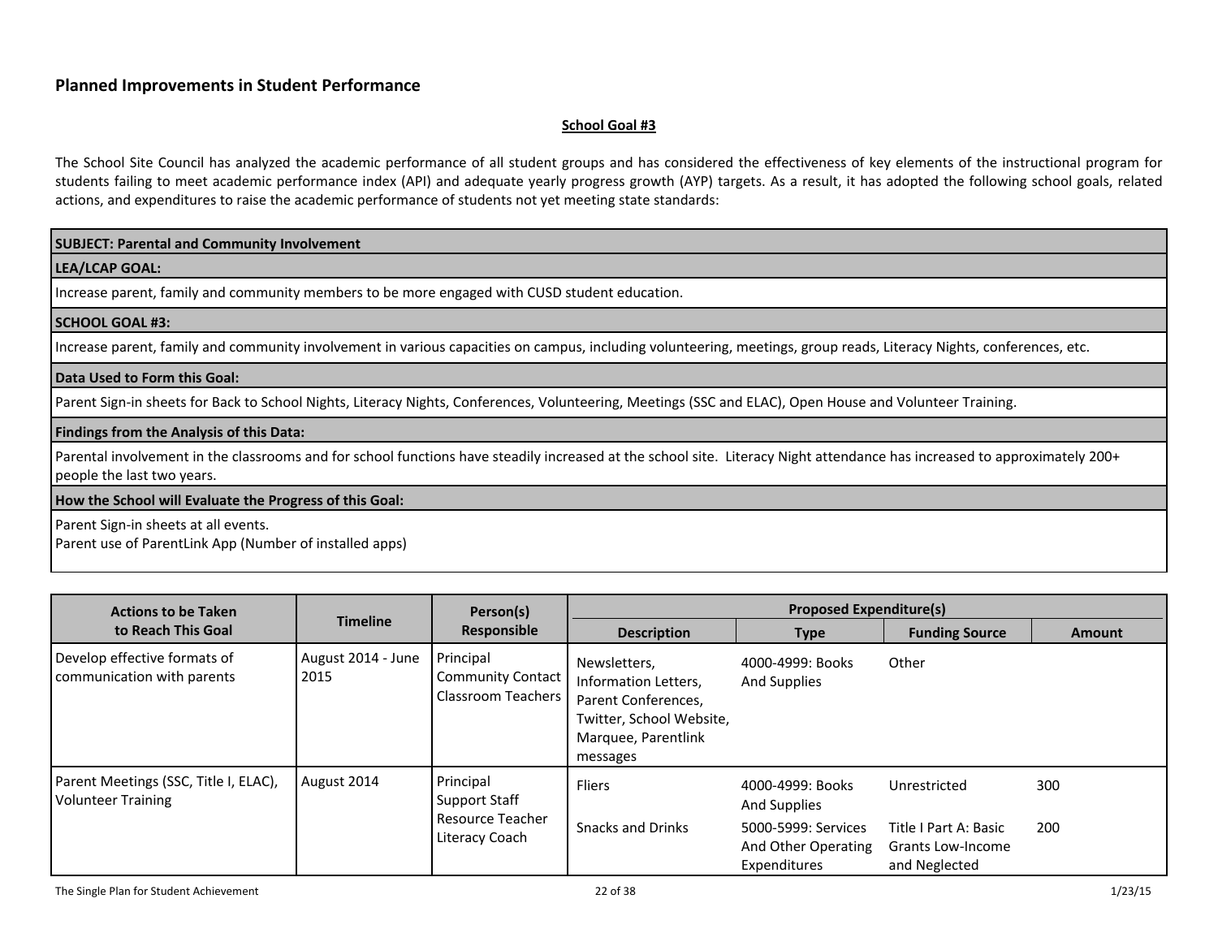## Planned Improvements in Student Performance

**School Goal #3**

The School Site Council has analyzed the academic performance of all student groups and has considered the effectiveness of key elements of the instructional program for students failing to meet academic performance index (API) and adequate yearly progress growth (AYP) targets. As a result, it has adopted the following school goals, related actions, and expenditures to raise the academic performance of students not yet meeting state standards:

| |
|---|
| **SUBJECT: Parental and Community Involvement** |
| **LEA/LCAP GOAL:** |
| Increase parent, family and community members to be more engaged with CUSD student education. |
| **SCHOOL GOAL #3:** |
| Increase parent, family and community involvement in various capacities on campus, including volunteering, meetings, group reads, Literacy Nights, conferences, etc. |
| **Data Used to Form this Goal:** |
| Parent Sign-in sheets for Back to School Nights, Literacy Nights, Conferences, Volunteering, Meetings (SSC and ELAC), Open House and Volunteer Training. |
| **Findings from the Analysis of this Data:** |
| Parental involvement in the classrooms and for school functions have steadily increased at the school site. Literacy Night attendance has increased to approximately 200+ people the last two years. |
| **How the School will Evaluate the Progress of this Goal:** |
| Parent Sign-in sheets at all events.<br>Parent use of ParentLink App (Number of installed apps) |

| Actions to be Taken to Reach This Goal | Timeline | Person(s) Responsible | Proposed Expenditure(s) | | | |
|---|---|---|---|---|---|---|
| | | | Description | Type | Funding Source | Amount |
| Develop effective formats of communication with parents | August 2014 - June 2015 | Principal<br>Community Contact<br>Classroom Teachers | Newsletters, Information Letters, Parent Conferences, Twitter, School Website, Marquee, Parentlink messages | 4000-4999: Books And Supplies | Other | |
| Parent Meetings (SSC, Title I, ELAC), Volunteer Training | August 2014 | Principal<br>Support Staff<br>Resource Teacher<br>Literacy Coach | Fliers | 4000-4999: Books And Supplies | Unrestricted | 300 |
| | | | Snacks and Drinks | 5000-5999: Services And Other Operating Expenditures | Title I Part A: Basic Grants Low-Income and Neglected | 200 |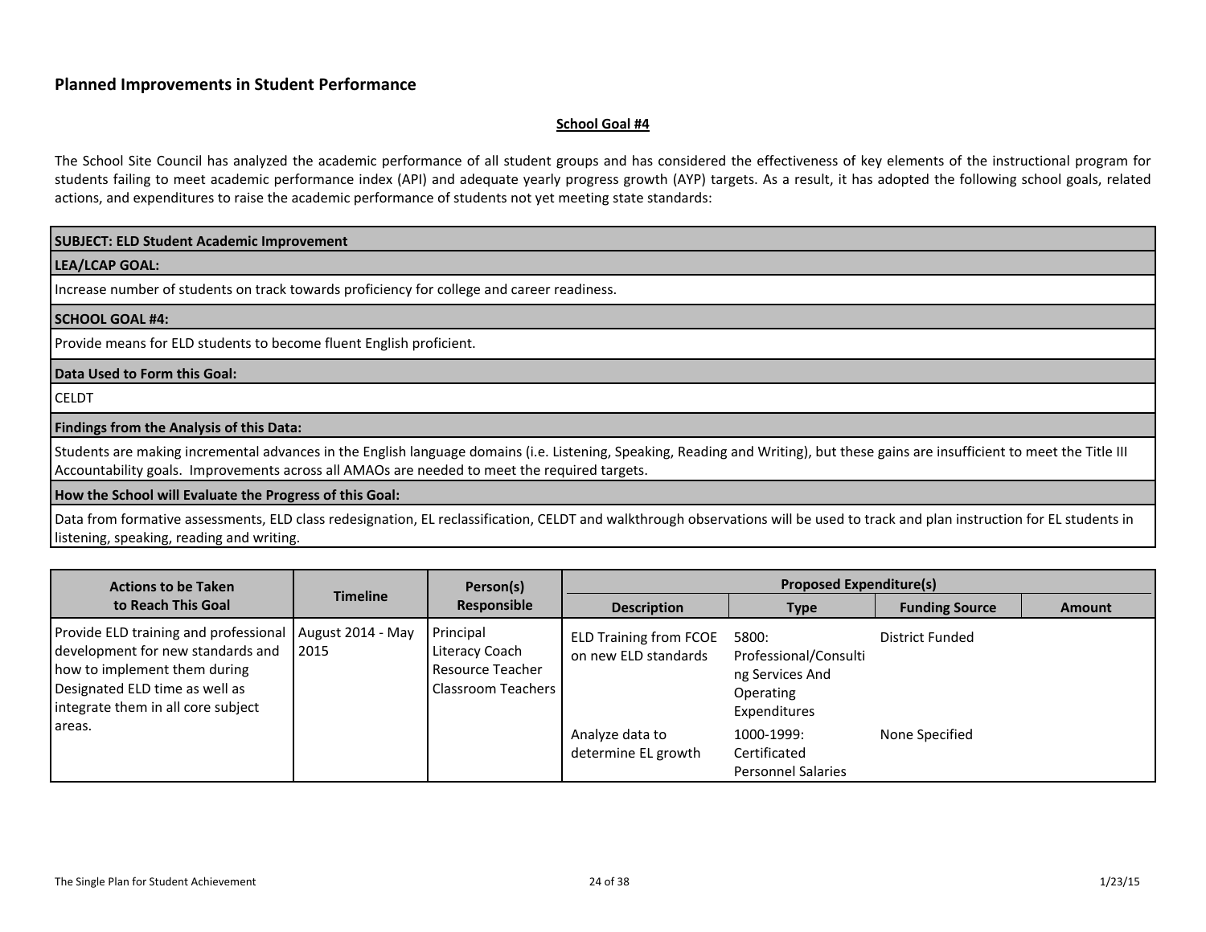## Planned Improvements in Student Performance

**School Goal #4**

The School Site Council has analyzed the academic performance of all student groups and has considered the effectiveness of key elements of the instructional program for students failing to meet academic performance index (API) and adequate yearly progress growth (AYP) targets. As a result, it has adopted the following school goals, related actions, and expenditures to raise the academic performance of students not yet meeting state standards:

| |
|---|
| **SUBJECT: ELD Student Academic Improvement** |
| **LEA/LCAP GOAL:** |
| Increase number of students on track towards proficiency for college and career readiness. |
| **SCHOOL GOAL #4:** |
| Provide means for ELD students to become fluent English proficient. |
| **Data Used to Form this Goal:** |
| CELDT |
| **Findings from the Analysis of this Data:** |
| Students are making incremental advances in the English language domains (i.e. Listening, Speaking, Reading and Writing), but these gains are insufficient to meet the Title III Accountability goals. Improvements across all AMAOs are needed to meet the required targets. |
| **How the School will Evaluate the Progress of this Goal:** |
| Data from formative assessments, ELD class redesignation, EL reclassification, CELDT and walkthrough observations will be used to track and plan instruction for EL students in listening, speaking, reading and writing. |

| Actions to be Taken to Reach This Goal | Timeline | Person(s) Responsible | Proposed Expenditure(s) | | | |
|---|---|---|---|---|---|---|
| | | | **Description** | **Type** | **Funding Source** | **Amount** |
| Provide ELD training and professional development for new standards and how to implement them during Designated ELD time as well as integrate them in all core subject areas. | August 2014 - May 2015 | Principal<br>Literacy Coach<br>Resource Teacher<br>Classroom Teachers | ELD Training from FCOE on new ELD standards | 5800: Professional/Consulting Services And Operating Expenditures | District Funded | |
| | | | Analyze data to determine EL growth | 1000-1999: Certificated Personnel Salaries | None Specified | |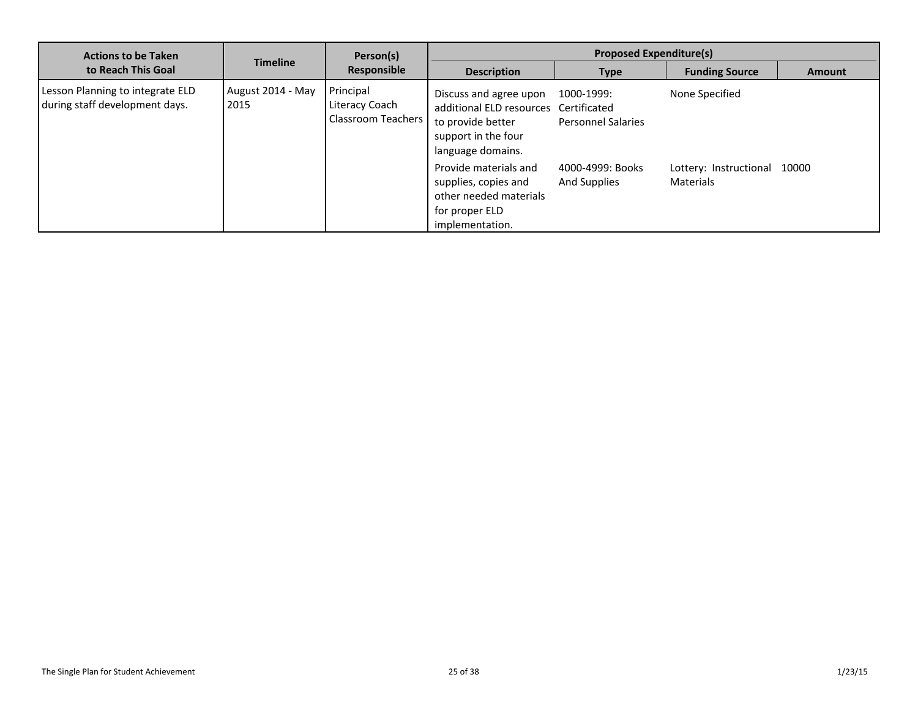| Actions to be Taken to Reach This Goal | Timeline | Person(s) Responsible | Proposed Expenditure(s) | | | |
|---|---|---|---|---|---|---|
| | | | Description | Type | Funding Source | Amount |
| Lesson Planning to integrate ELD during staff development days. | August 2014 - May 2015 | Principal<br>Literacy Coach<br>Classroom Teachers | Discuss and agree upon additional ELD resources to provide better support in the four language domains. | 1000-1999: Certificated Personnel Salaries | None Specified | |
| | | | Provide materials and supplies, copies and other needed materials for proper ELD implementation. | 4000-4999: Books And Supplies | Lottery: Instructional Materials | 10000 |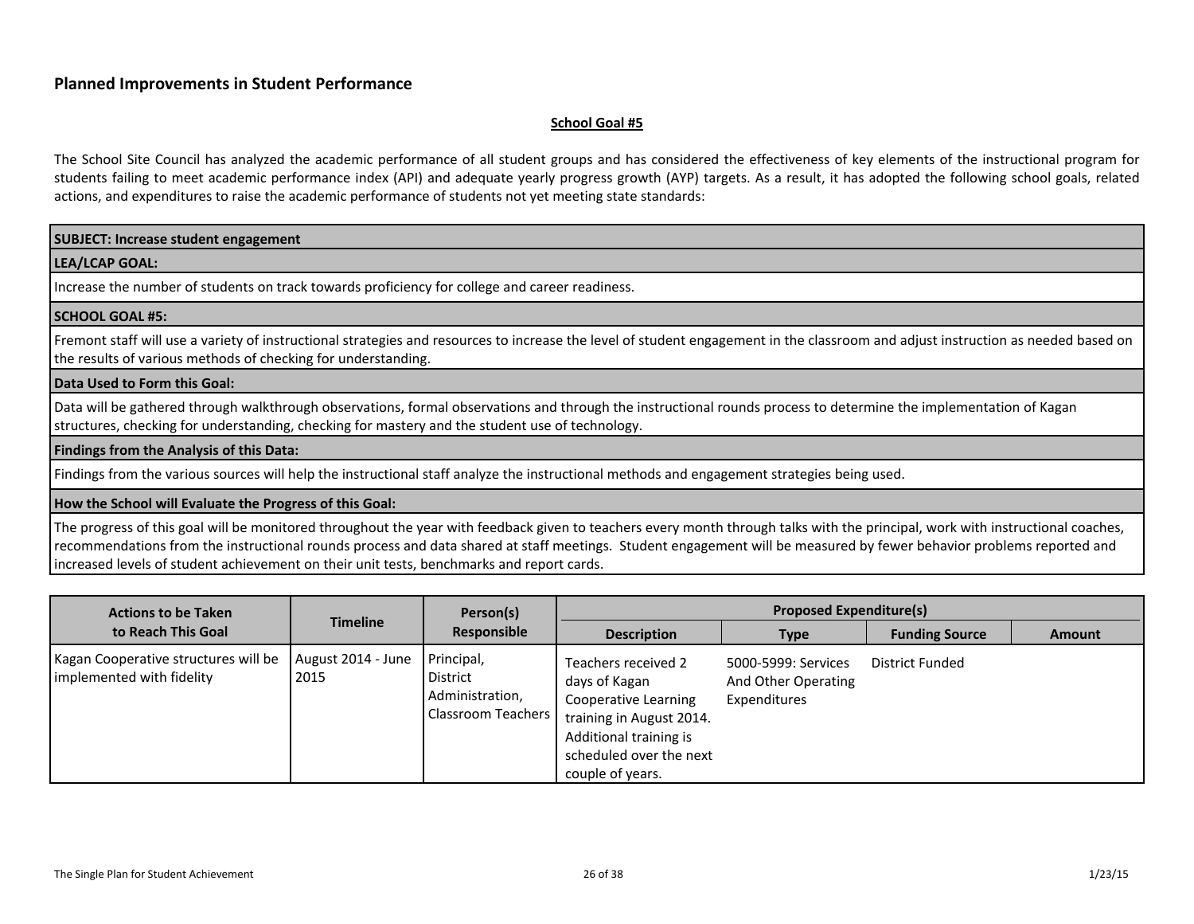## Planned Improvements in Student Performance

**School Goal #5**

The School Site Council has analyzed the academic performance of all student groups and has considered the effectiveness of key elements of the instructional program for students failing to meet academic performance index (API) and adequate yearly progress growth (AYP) targets. As a result, it has adopted the following school goals, related actions, and expenditures to raise the academic performance of students not yet meeting state standards:

**SUBJECT: Increase student engagement**

**LEA/LCAP GOAL:**

Increase the number of students on track towards proficiency for college and career readiness.

**SCHOOL GOAL #5:**

Fremont staff will use a variety of instructional strategies and resources to increase the level of student engagement in the classroom and adjust instruction as needed based on the results of various methods of checking for understanding.

**Data Used to Form this Goal:**

Data will be gathered through walkthrough observations, formal observations and through the instructional rounds process to determine the implementation of Kagan structures, checking for understanding, checking for mastery and the student use of technology.

**Findings from the Analysis of this Data:**

Findings from the various sources will help the instructional staff analyze the instructional methods and engagement strategies being used.

**How the School will Evaluate the Progress of this Goal:**

The progress of this goal will be monitored throughout the year with feedback given to teachers every month through talks with the principal, work with instructional coaches, recommendations from the instructional rounds process and data shared at staff meetings. Student engagement will be measured by fewer behavior problems reported and increased levels of student achievement on their unit tests, benchmarks and report cards.

| Actions to be Taken to Reach This Goal | Timeline | Person(s) Responsible | Proposed Expenditure(s) | | | |
|---|---|---|---|---|---|---|
| | | | Description | Type | Funding Source | Amount |
| Kagan Cooperative structures will be implemented with fidelity | August 2014 - June 2015 | Principal, District Administration, Classroom Teachers | Teachers received 2 days of Kagan Cooperative Learning training in August 2014. Additional training is scheduled over the next couple of years. | 5000-5999: Services And Other Operating Expenditures | District Funded | |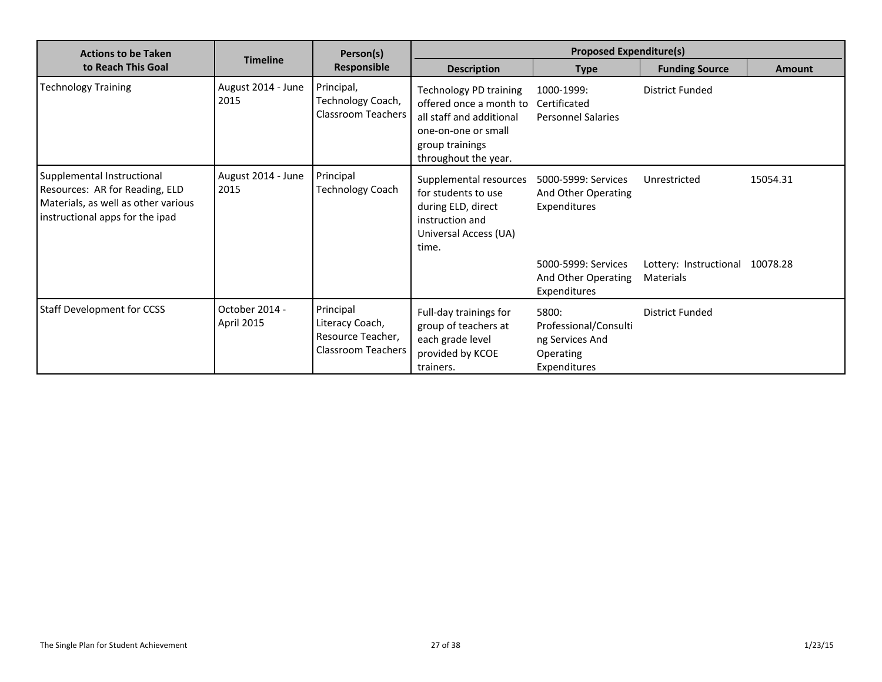| Actions to be Taken to Reach This Goal | Timeline | Person(s) Responsible | Proposed Expenditure(s) | | | |
|---|---|---|---|---|---|---|
| | | | Description | Type | Funding Source | Amount |
| Technology Training | August 2014 - June 2015 | Principal, Technology Coach, Classroom Teachers | Technology PD training offered once a month to all staff and additional one-on-one or small group trainings throughout the year. | 1000-1999: Certificated Personnel Salaries | District Funded | |
| Supplemental Instructional Resources: AR for Reading, ELD Materials, as well as other various instructional apps for the ipad | August 2014 - June 2015 | Principal Technology Coach | Supplemental resources for students to use during ELD, direct instruction and Universal Access (UA) time. | 5000-5999: Services And Other Operating Expenditures | Unrestricted | 15054.31 |
| | | | | 5000-5999: Services And Other Operating Expenditures | Lottery: Instructional Materials | 10078.28 |
| Staff Development for CCSS | October 2014 - April 2015 | Principal Literacy Coach, Resource Teacher, Classroom Teachers | Full-day trainings for group of teachers at each grade level provided by KCOE trainers. | 5800: Professional/Consulting Services And Operating Expenditures | District Funded | |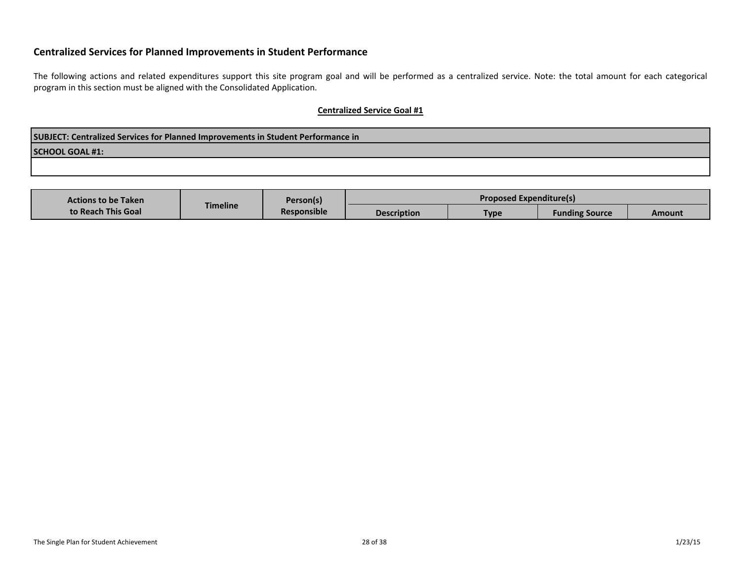## Centralized Services for Planned Improvements in Student Performance

The following actions and related expenditures support this site program goal and will be performed as a centralized service. Note: the total amount for each categorical program in this section must be aligned with the Consolidated Application.

**Centralized Service Goal #1**

| SUBJECT: Centralized Services for Planned Improvements in Student Performance in |
|---|
| **SCHOOL GOAL #1:** |
| |

| Actions to be Taken to Reach This Goal | Timeline | Person(s) Responsible | Proposed Expenditure(s) | | | |
|---|---|---|---|---|---|---|
| | | | Description | Type | Funding Source | Amount |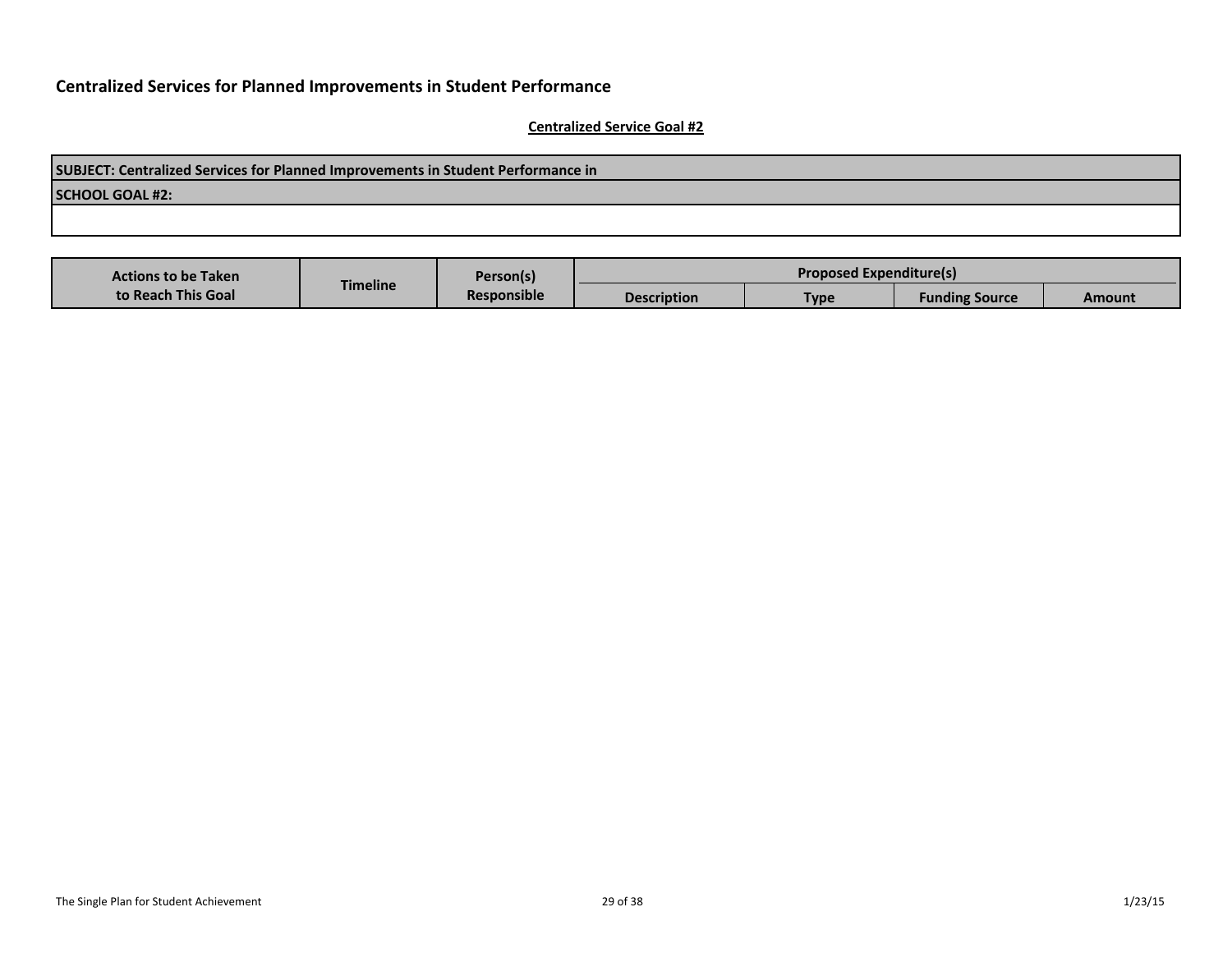## Centralized Services for Planned Improvements in Student Performance

**Centralized Service Goal #2**

| SUBJECT: Centralized Services for Planned Improvements in Student Performance in |
| --- |
| **SCHOOL GOAL #2:** |
| |

| Actions to be Taken to Reach This Goal | Timeline | Person(s) Responsible | Proposed Expenditure(s) | | | |
| --- | --- | --- | --- | --- | --- | --- |
| | | | Description | Type | Funding Source | Amount |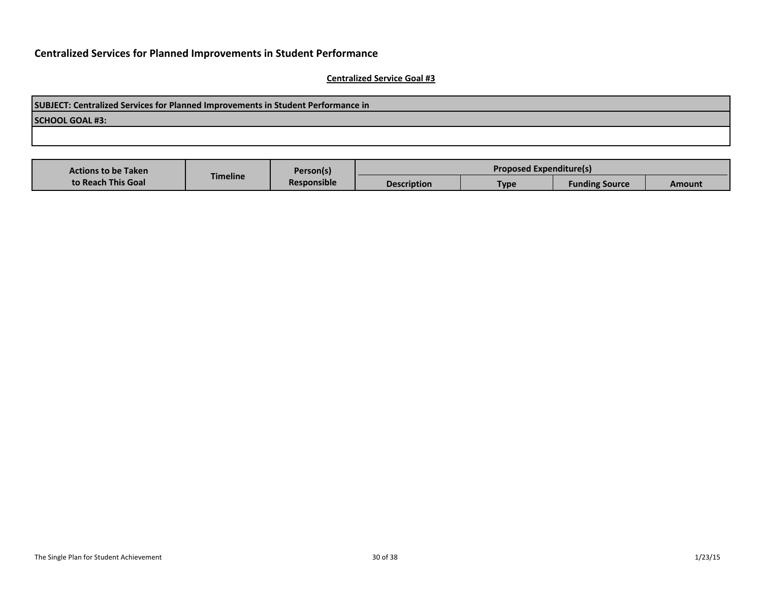## Centralized Services for Planned Improvements in Student Performance

**Centralized Service Goal #3**

| SUBJECT: Centralized Services for Planned Improvements in Student Performance in |
|---|
| **SCHOOL GOAL #3:** |
| |

| Actions to be Taken to Reach This Goal | Timeline | Person(s) Responsible | Proposed Expenditure(s) | | | |
|---|---|---|---|---|---|---|
| | | | Description | Type | Funding Source | Amount |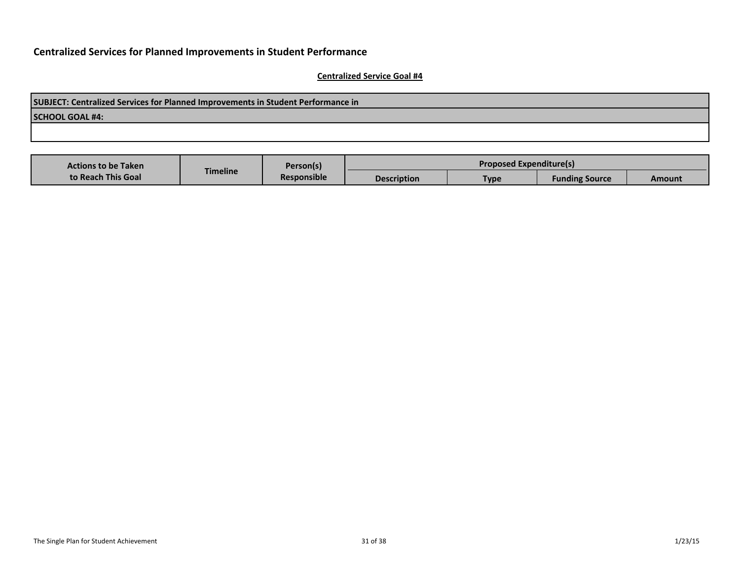## Centralized Services for Planned Improvements in Student Performance

**Centralized Service Goal #4**

| SUBJECT: Centralized Services for Planned Improvements in Student Performance in |
|---|
| **SCHOOL GOAL #4:** |
| |

| Actions to be Taken to Reach This Goal | Timeline | Person(s) Responsible | Proposed Expenditure(s) | | | |
|---|---|---|---|---|---|---|
| | | | Description | Type | Funding Source | Amount |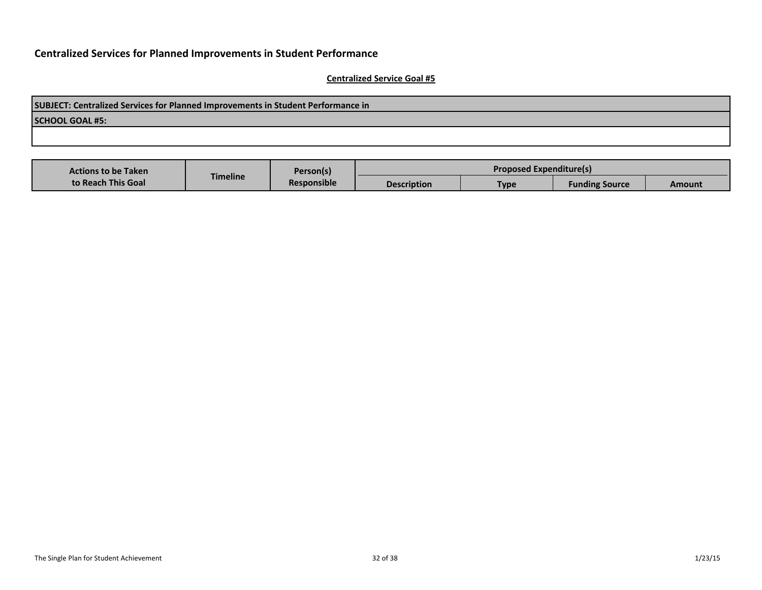## Centralized Services for Planned Improvements in Student Performance

**Centralized Service Goal #5**

| SUBJECT: Centralized Services for Planned Improvements in Student Performance in |
| --- |
| **SCHOOL GOAL #5:** |
| |

| Actions to be Taken to Reach This Goal | Timeline | Person(s) Responsible | Proposed Expenditure(s) | | | |
| --- | --- | --- | --- | --- | --- | --- |
| | | | Description | Type | Funding Source | Amount |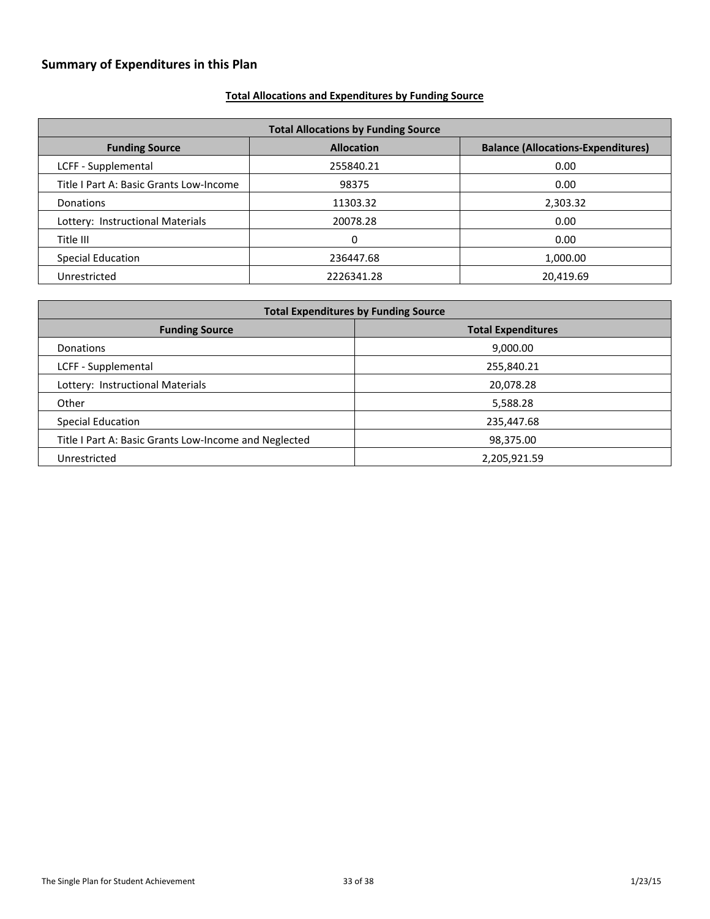## Summary of Expenditures in this Plan

**Total Allocations and Expenditures by Funding Source**

| Total Allocations by Funding Source | | |
|---|---|---|
| **Funding Source** | **Allocation** | **Balance (Allocations-Expenditures)** |
| LCFF - Supplemental | 255840.21 | 0.00 |
| Title I Part A: Basic Grants Low-Income | 98375 | 0.00 |
| Donations | 11303.32 | 2,303.32 |
| Lottery: Instructional Materials | 20078.28 | 0.00 |
| Title III | 0 | 0.00 |
| Special Education | 236447.68 | 1,000.00 |
| Unrestricted | 2226341.28 | 20,419.69 |

| Total Expenditures by Funding Source | |
|---|---|
| **Funding Source** | **Total Expenditures** |
| Donations | 9,000.00 |
| LCFF - Supplemental | 255,840.21 |
| Lottery: Instructional Materials | 20,078.28 |
| Other | 5,588.28 |
| Special Education | 235,447.68 |
| Title I Part A: Basic Grants Low-Income and Neglected | 98,375.00 |
| Unrestricted | 2,205,921.59 |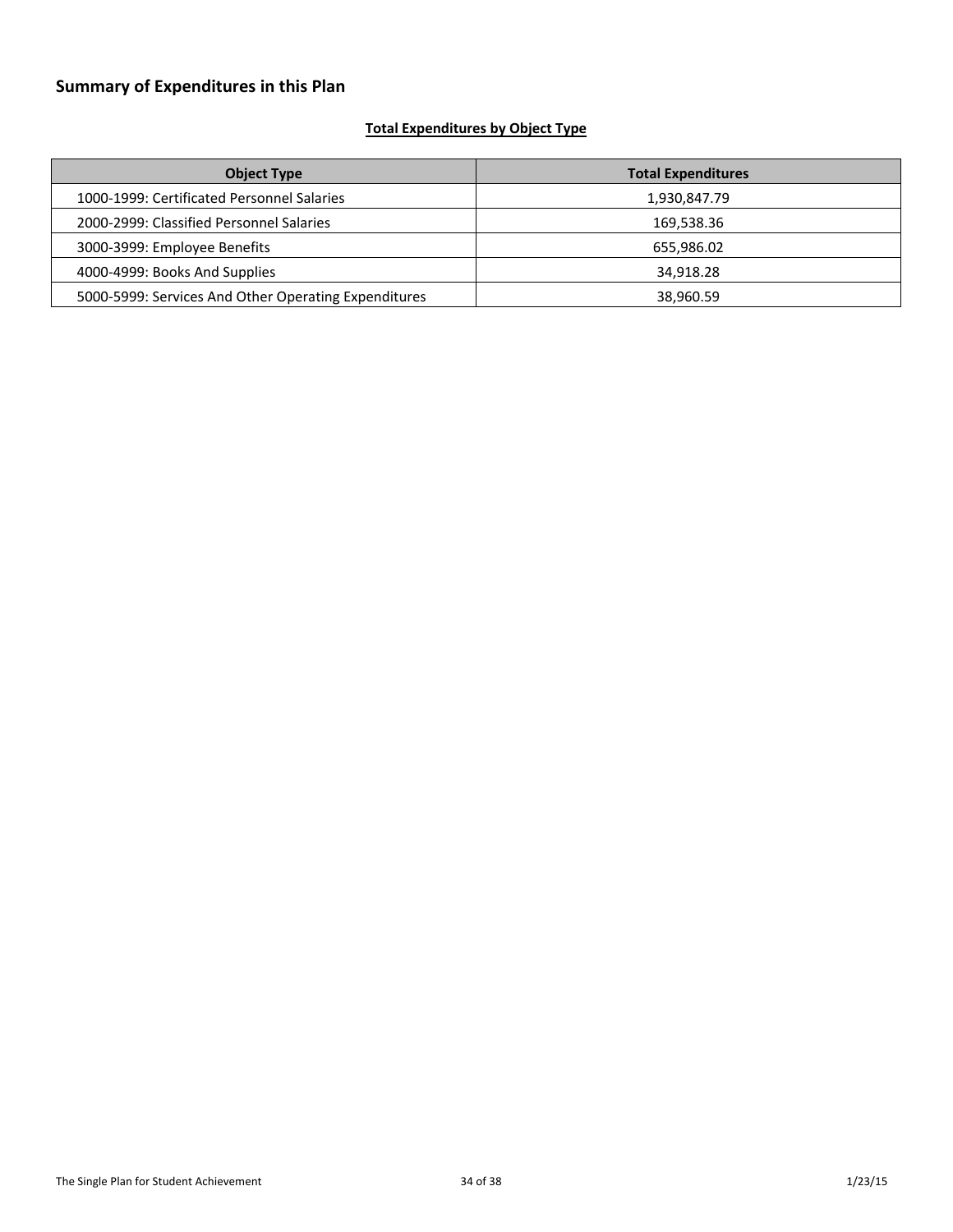## Summary of Expenditures in this Plan

**Total Expenditures by Object Type**

| Object Type | Total Expenditures |
| --- | --- |
| 1000-1999: Certificated Personnel Salaries | 1,930,847.79 |
| 2000-2999: Classified Personnel Salaries | 169,538.36 |
| 3000-3999: Employee Benefits | 655,986.02 |
| 4000-4999: Books And Supplies | 34,918.28 |
| 5000-5999: Services And Other Operating Expenditures | 38,960.59 |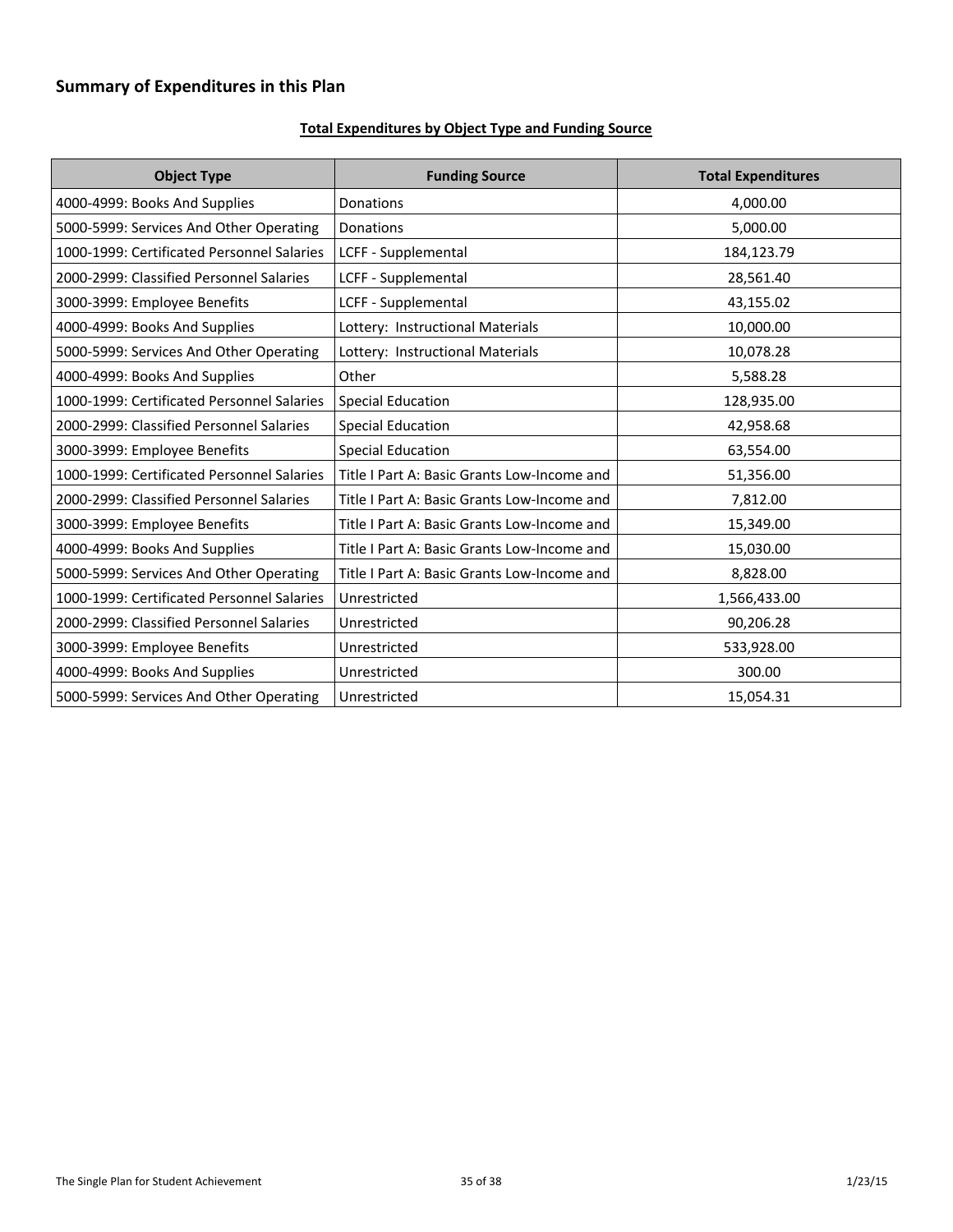## Summary of Expenditures in this Plan

**Total Expenditures by Object Type and Funding Source**

| Object Type | Funding Source | Total Expenditures |
|---|---|---|
| 4000-4999: Books And Supplies | Donations | 4,000.00 |
| 5000-5999: Services And Other Operating | Donations | 5,000.00 |
| 1000-1999: Certificated Personnel Salaries | LCFF - Supplemental | 184,123.79 |
| 2000-2999: Classified Personnel Salaries | LCFF - Supplemental | 28,561.40 |
| 3000-3999: Employee Benefits | LCFF - Supplemental | 43,155.02 |
| 4000-4999: Books And Supplies | Lottery: Instructional Materials | 10,000.00 |
| 5000-5999: Services And Other Operating | Lottery: Instructional Materials | 10,078.28 |
| 4000-4999: Books And Supplies | Other | 5,588.28 |
| 1000-1999: Certificated Personnel Salaries | Special Education | 128,935.00 |
| 2000-2999: Classified Personnel Salaries | Special Education | 42,958.68 |
| 3000-3999: Employee Benefits | Special Education | 63,554.00 |
| 1000-1999: Certificated Personnel Salaries | Title I Part A: Basic Grants Low-Income and | 51,356.00 |
| 2000-2999: Classified Personnel Salaries | Title I Part A: Basic Grants Low-Income and | 7,812.00 |
| 3000-3999: Employee Benefits | Title I Part A: Basic Grants Low-Income and | 15,349.00 |
| 4000-4999: Books And Supplies | Title I Part A: Basic Grants Low-Income and | 15,030.00 |
| 5000-5999: Services And Other Operating | Title I Part A: Basic Grants Low-Income and | 8,828.00 |
| 1000-1999: Certificated Personnel Salaries | Unrestricted | 1,566,433.00 |
| 2000-2999: Classified Personnel Salaries | Unrestricted | 90,206.28 |
| 3000-3999: Employee Benefits | Unrestricted | 533,928.00 |
| 4000-4999: Books And Supplies | Unrestricted | 300.00 |
| 5000-5999: Services And Other Operating | Unrestricted | 15,054.31 |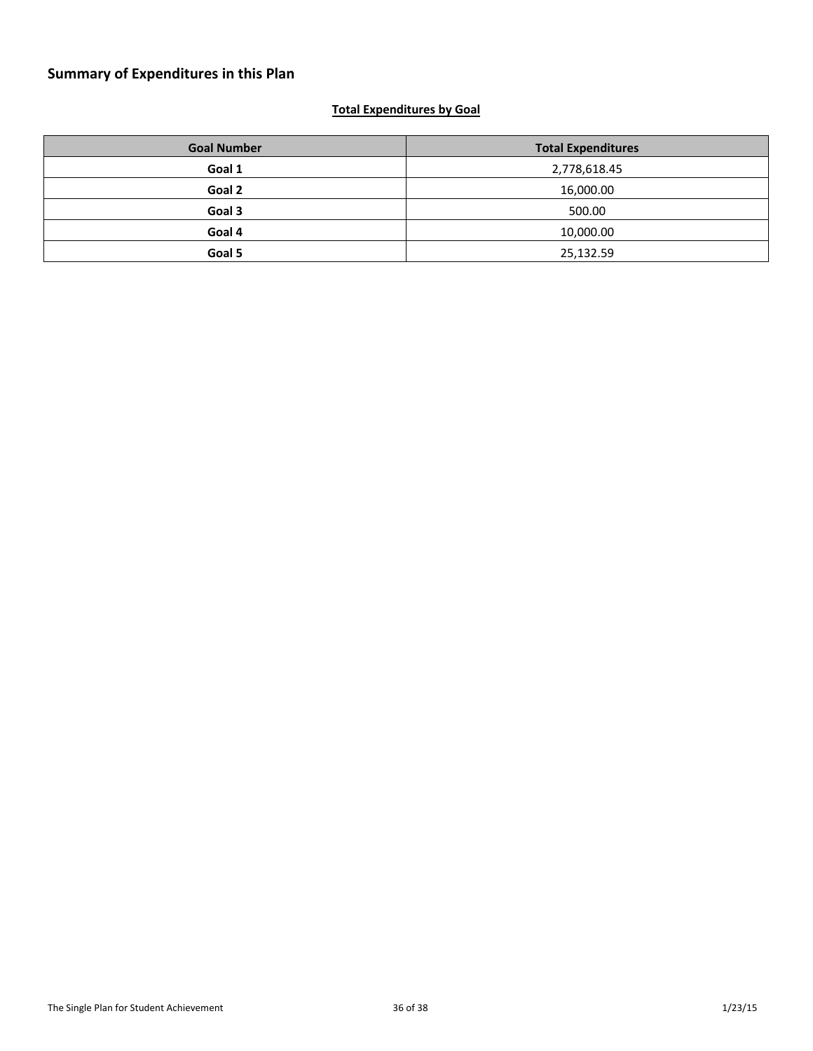## Summary of Expenditures in this Plan

**Total Expenditures by Goal**

| Goal Number | Total Expenditures |
|---|---|
| **Goal 1** | 2,778,618.45 |
| **Goal 2** | 16,000.00 |
| **Goal 3** | 500.00 |
| **Goal 4** | 10,000.00 |
| **Goal 5** | 25,132.59 |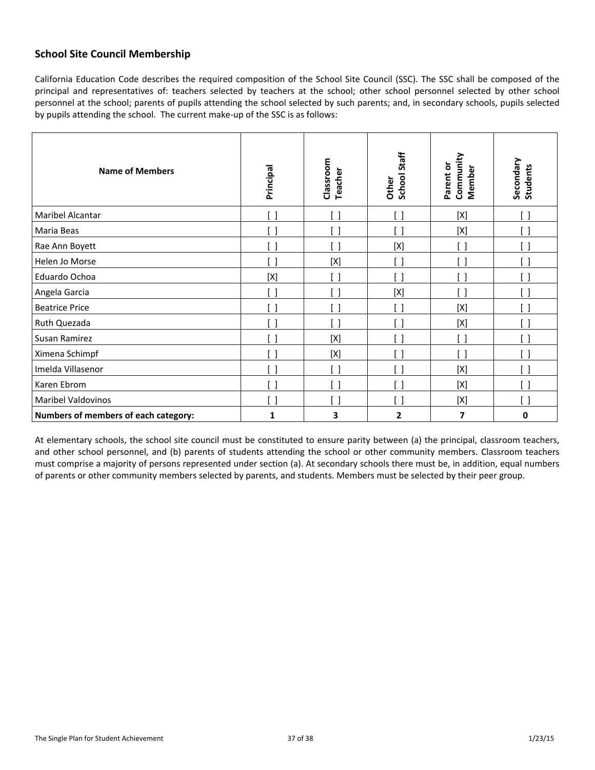## School Site Council Membership

California Education Code describes the required composition of the School Site Council (SSC). The SSC shall be composed of the principal and representatives of: teachers selected by teachers at the school; other school personnel selected by other school personnel at the school; parents of pupils attending the school selected by such parents; and, in secondary schools, pupils selected by pupils attending the school. The current make-up of the SSC is as follows:

| Name of Members | Principal | Classroom Teacher | Other School Staff | Parent or Community Member | Secondary Students |
|---|---|---|---|---|---|
| Maribel Alcantar | [ ] | [ ] | [ ] | [X] | [ ] |
| Maria Beas | [ ] | [ ] | [ ] | [X] | [ ] |
| Rae Ann Boyett | [ ] | [ ] | [X] | [ ] | [ ] |
| Helen Jo Morse | [ ] | [X] | [ ] | [ ] | [ ] |
| Eduardo Ochoa | [X] | [ ] | [ ] | [ ] | [ ] |
| Angela Garcia | [ ] | [ ] | [X] | [ ] | [ ] |
| Beatrice Price | [ ] | [ ] | [ ] | [X] | [ ] |
| Ruth Quezada | [ ] | [ ] | [ ] | [X] | [ ] |
| Susan Ramirez | [ ] | [X] | [ ] | [ ] | [ ] |
| Ximena Schimpf | [ ] | [X] | [ ] | [ ] | [ ] |
| Imelda Villasenor | [ ] | [ ] | [ ] | [X] | [ ] |
| Karen Ebrom | [ ] | [ ] | [ ] | [X] | [ ] |
| Maribel Valdovinos | [ ] | [ ] | [ ] | [X] | [ ] |
| **Numbers of members of each category:** | **1** | **3** | **2** | **7** | **0** |

At elementary schools, the school site council must be constituted to ensure parity between (a) the principal, classroom teachers, and other school personnel, and (b) parents of students attending the school or other community members. Classroom teachers must comprise a majority of persons represented under section (a). At secondary schools there must be, in addition, equal numbers of parents or other community members selected by parents, and students. Members must be selected by their peer group.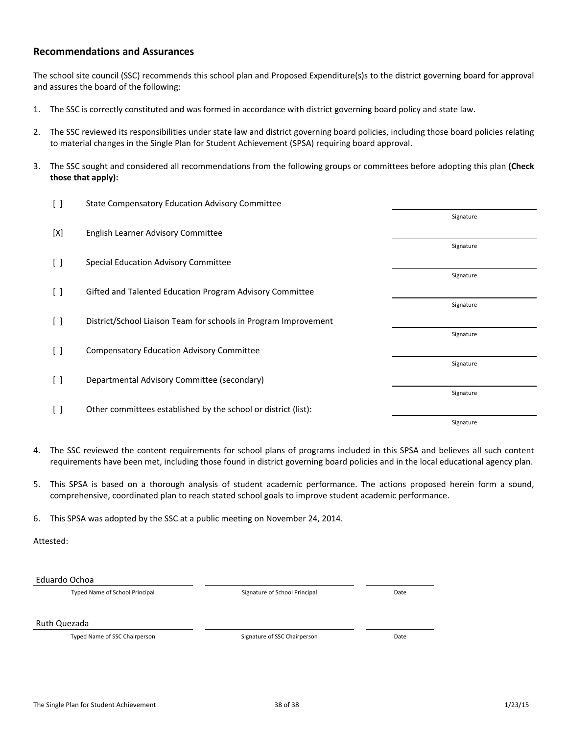## Recommendations and Assurances

The school site council (SSC) recommends this school plan and Proposed Expenditure(s)s to the district governing board for approval and assures the board of the following:

1. The SSC is correctly constituted and was formed in accordance with district governing board policy and state law.

2. The SSC reviewed its responsibilities under state law and district governing board policies, including those board policies relating to material changes in the Single Plan for Student Achievement (SPSA) requiring board approval.

3. The SSC sought and considered all recommendations from the following groups or committees before adopting this plan **(Check those that apply):**

| | | |
|---|---|---|
| [ ] | State Compensatory Education Advisory Committee | Signature |
| [X] | English Learner Advisory Committee | Signature |
| [ ] | Special Education Advisory Committee | Signature |
| [ ] | Gifted and Talented Education Program Advisory Committee | Signature |
| [ ] | District/School Liaison Team for schools in Program Improvement | Signature |
| [ ] | Compensatory Education Advisory Committee | Signature |
| [ ] | Departmental Advisory Committee (secondary) | Signature |
| [ ] | Other committees established by the school or district (list): | Signature |

4. The SSC reviewed the content requirements for school plans of programs included in this SPSA and believes all such content requirements have been met, including those found in district governing board policies and in the local educational agency plan.

5. This SPSA is based on a thorough analysis of student academic performance. The actions proposed herein form a sound, comprehensive, coordinated plan to reach stated school goals to improve student academic performance.

6. This SPSA was adopted by the SSC at a public meeting on November 24, 2014.

Attested:

| | | |
|---|---|---|
| Eduardo Ochoa | | |
| Typed Name of School Principal | Signature of School Principal | Date |
| Ruth Quezada | | |
| Typed Name of SSC Chairperson | Signature of SSC Chairperson | Date |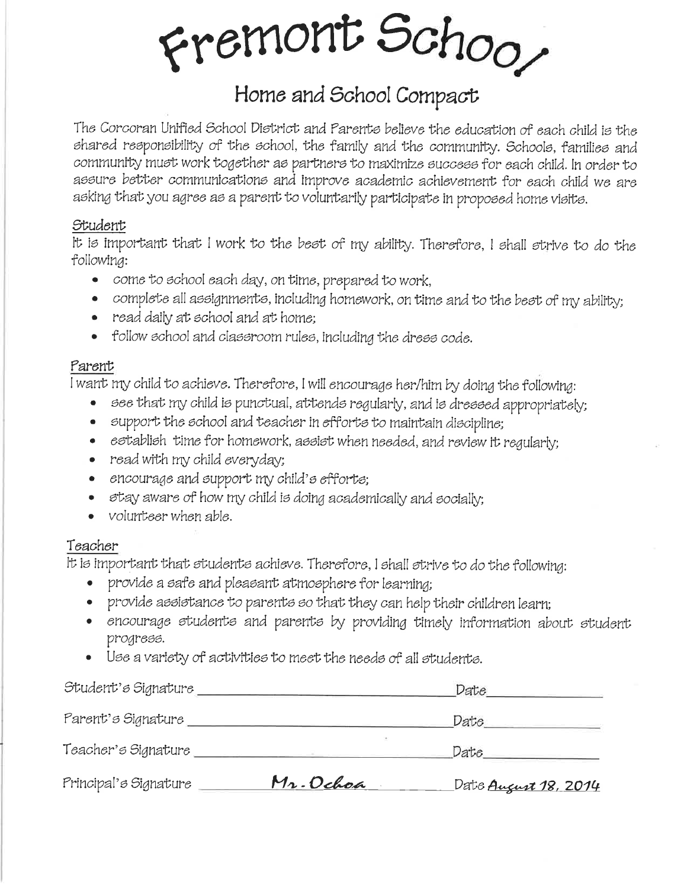# Fremont School

## Home and School Compact

The Corcoran Unified School District and Parents believe the education of each child is the shared responsibility of the school, the family and the community. Schools, families and community must work together as partners to maximize success for each child. In order to assure better communications and improve academic achievement for each child we are asking that you agree as a parent to voluntarily participate in proposed home visits.

### Student

It is important that I work to the best of my ability. Therefore, I shall strive to do the following:

- come to school each day, on time, prepared to work,
- complete all assignments, including homework, on time and to the best of my ability;
- read daily at school and at home;
- follow school and classroom rules, including the dress code.

### Parent

I want my child to achieve. Therefore, I will encourage her/him by doing the following:

- see that my child is punctual, attends regularly, and is dressed appropriately;
- support the school and teacher in efforts to maintain discipline;
- establish time for homework, assist when needed, and review it regularly;
- read with my child everyday;
- encourage and support my child's efforts;
- stay aware of how my child is doing academically and socially;
- volunteer when able.

### Teacher

It is important that students achieve. Therefore, I shall strive to do the following:

- provide a safe and pleasant atmosphere for learning;
- provide assistance to parents so that they can help their children learn;
- encourage students and parents by providing timely information about student progress.
- Use a variety of activities to meet the needs of all students.

Student's Signature ______________________ Date__________

Parent's Signature ______________________ Date__________

Teacher's Signature ______________________ Date__________

Principal's Signature Mr. Ochoa Date August 18, 2014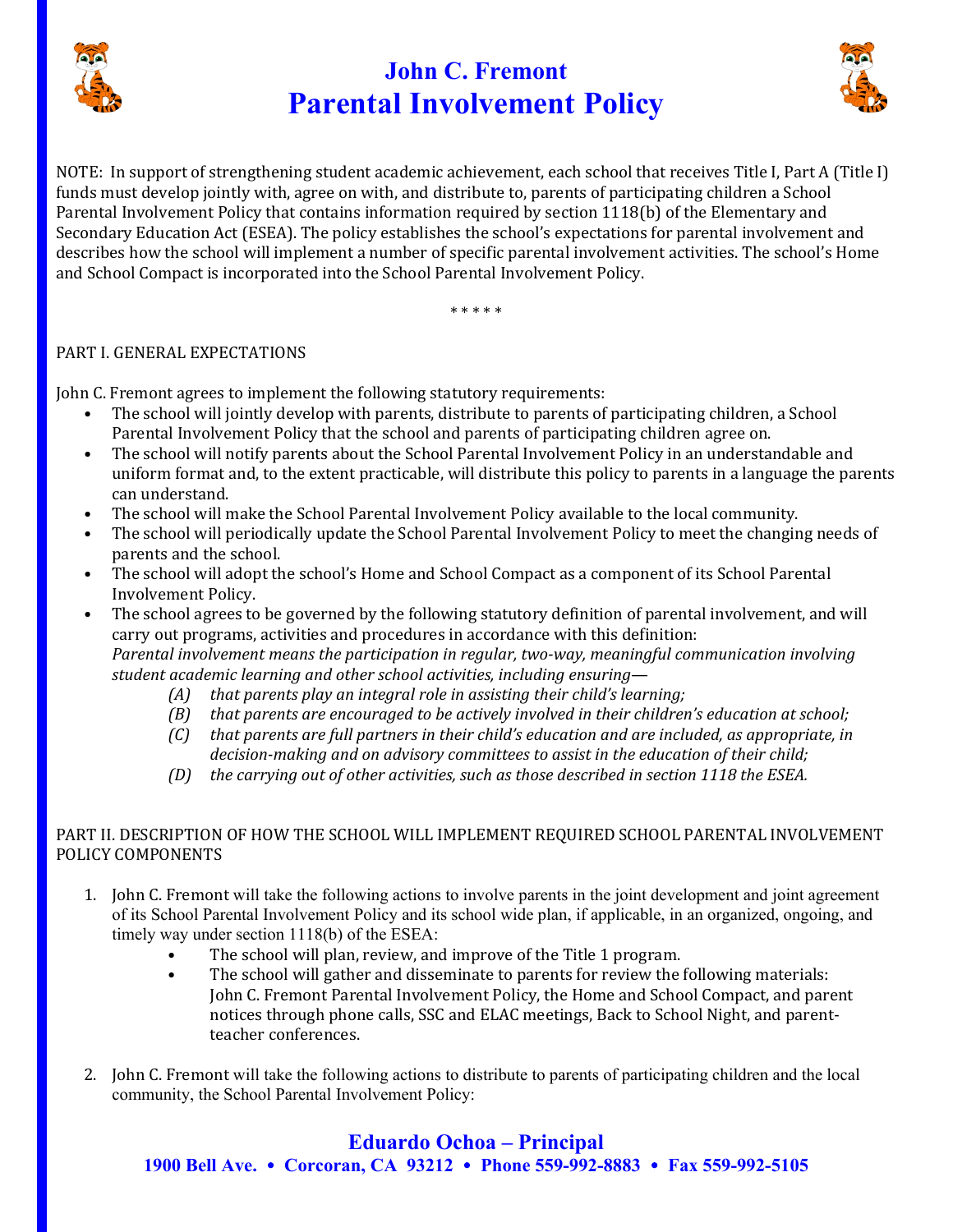# John C. Fremont
# Parental Involvement Policy

NOTE: In support of strengthening student academic achievement, each school that receives Title I, Part A (Title I) funds must develop jointly with, agree on with, and distribute to, parents of participating children a School Parental Involvement Policy that contains information required by section 1118(b) of the Elementary and Secondary Education Act (ESEA). The policy establishes the school's expectations for parental involvement and describes how the school will implement a number of specific parental involvement activities. The school's Home and School Compact is incorporated into the School Parental Involvement Policy.

\* \* \* \* \*

PART I. GENERAL EXPECTATIONS

John C. Fremont agrees to implement the following statutory requirements:

- The school will jointly develop with parents, distribute to parents of participating children, a School Parental Involvement Policy that the school and parents of participating children agree on.
- The school will notify parents about the School Parental Involvement Policy in an understandable and uniform format and, to the extent practicable, will distribute this policy to parents in a language the parents can understand.
- The school will make the School Parental Involvement Policy available to the local community.
- The school will periodically update the School Parental Involvement Policy to meet the changing needs of parents and the school.
- The school will adopt the school's Home and School Compact as a component of its School Parental Involvement Policy.
- The school agrees to be governed by the following statutory definition of parental involvement, and will carry out programs, activities and procedures in accordance with this definition:
  *Parental involvement means the participation in regular, two-way, meaningful communication involving student academic learning and other school activities, including ensuring—*
  - *(A) that parents play an integral role in assisting their child's learning;*
  - *(B) that parents are encouraged to be actively involved in their children's education at school;*
  - *(C) that parents are full partners in their child's education and are included, as appropriate, in decision-making and on advisory committees to assist in the education of their child;*
  - *(D) the carrying out of other activities, such as those described in section 1118 the ESEA.*

PART II. DESCRIPTION OF HOW THE SCHOOL WILL IMPLEMENT REQUIRED SCHOOL PARENTAL INVOLVEMENT POLICY COMPONENTS

1. John C. Fremont will take the following actions to involve parents in the joint development and joint agreement of its School Parental Involvement Policy and its school wide plan, if applicable, in an organized, ongoing, and timely way under section 1118(b) of the ESEA:
   - The school will plan, review, and improve of the Title 1 program.
   - The school will gather and disseminate to parents for review the following materials: John C. Fremont Parental Involvement Policy, the Home and School Compact, and parent notices through phone calls, SSC and ELAC meetings, Back to School Night, and parent-teacher conferences.
2. John C. Fremont will take the following actions to distribute to parents of participating children and the local community, the School Parental Involvement Policy:

**Eduardo Ochoa – Principal**
**1900 Bell Ave. • Corcoran, CA 93212 • Phone 559-992-8883 • Fax 559-992-5105**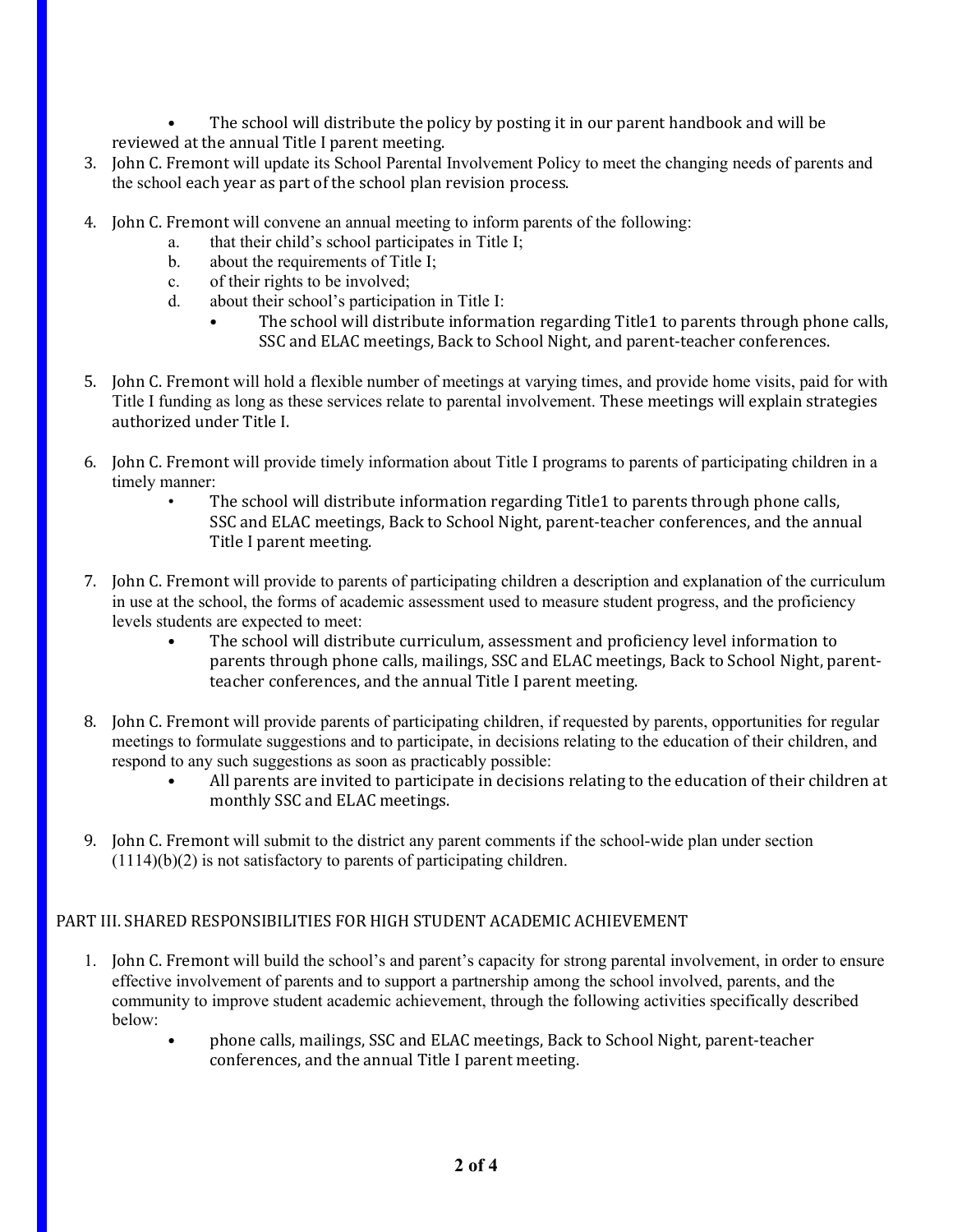- The school will distribute the policy by posting it in our parent handbook and will be reviewed at the annual Title I parent meeting.

3. John C. Fremont will update its School Parental Involvement Policy to meet the changing needs of parents and the school each year as part of the school plan revision process.

4. John C. Fremont will convene an annual meeting to inform parents of the following:
   a. that their child's school participates in Title I;
   b. about the requirements of Title I;
   c. of their rights to be involved;
   d. about their school's participation in Title I:
      - The school will distribute information regarding Title1 to parents through phone calls, SSC and ELAC meetings, Back to School Night, and parent-teacher conferences.

5. John C. Fremont will hold a flexible number of meetings at varying times, and provide home visits, paid for with Title I funding as long as these services relate to parental involvement. These meetings will explain strategies authorized under Title I.

6. John C. Fremont will provide timely information about Title I programs to parents of participating children in a timely manner:
   - The school will distribute information regarding Title1 to parents through phone calls, SSC and ELAC meetings, Back to School Night, parent-teacher conferences, and the annual Title I parent meeting.

7. John C. Fremont will provide to parents of participating children a description and explanation of the curriculum in use at the school, the forms of academic assessment used to measure student progress, and the proficiency levels students are expected to meet:
   - The school will distribute curriculum, assessment and proficiency level information to parents through phone calls, mailings, SSC and ELAC meetings, Back to School Night, parent-teacher conferences, and the annual Title I parent meeting.

8. John C. Fremont will provide parents of participating children, if requested by parents, opportunities for regular meetings to formulate suggestions and to participate, in decisions relating to the education of their children, and respond to any such suggestions as soon as practicably possible:
   - All parents are invited to participate in decisions relating to the education of their children at monthly SSC and ELAC meetings.

9. John C. Fremont will submit to the district any parent comments if the school-wide plan under section (1114)(b)(2) is not satisfactory to parents of participating children.

## PART III. SHARED RESPONSIBILITIES FOR HIGH STUDENT ACADEMIC ACHIEVEMENT

1. John C. Fremont will build the school's and parent's capacity for strong parental involvement, in order to ensure effective involvement of parents and to support a partnership among the school involved, parents, and the community to improve student academic achievement, through the following activities specifically described below:
   - phone calls, mailings, SSC and ELAC meetings, Back to School Night, parent-teacher conferences, and the annual Title I parent meeting.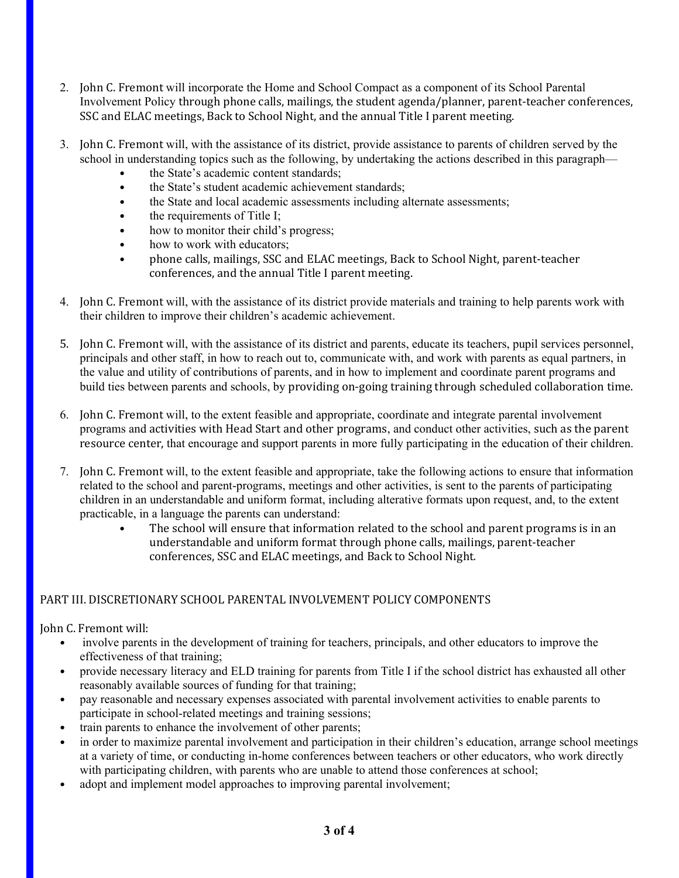2. John C. Fremont will incorporate the Home and School Compact as a component of its School Parental Involvement Policy through phone calls, mailings, the student agenda/planner, parent-teacher conferences, SSC and ELAC meetings, Back to School Night, and the annual Title I parent meeting.

3. John C. Fremont will, with the assistance of its district, provide assistance to parents of children served by the school in understanding topics such as the following, by undertaking the actions described in this paragraph—
   - the State's academic content standards;
   - the State's student academic achievement standards;
   - the State and local academic assessments including alternate assessments;
   - the requirements of Title I;
   - how to monitor their child's progress;
   - how to work with educators;
   - phone calls, mailings, SSC and ELAC meetings, Back to School Night, parent-teacher conferences, and the annual Title I parent meeting.

4. John C. Fremont will, with the assistance of its district provide materials and training to help parents work with their children to improve their children's academic achievement.

5. John C. Fremont will, with the assistance of its district and parents, educate its teachers, pupil services personnel, principals and other staff, in how to reach out to, communicate with, and work with parents as equal partners, in the value and utility of contributions of parents, and in how to implement and coordinate parent programs and build ties between parents and schools, by providing on-going training through scheduled collaboration time.

6. John C. Fremont will, to the extent feasible and appropriate, coordinate and integrate parental involvement programs and activities with Head Start and other programs, and conduct other activities, such as the parent resource center, that encourage and support parents in more fully participating in the education of their children.

7. John C. Fremont will, to the extent feasible and appropriate, take the following actions to ensure that information related to the school and parent-programs, meetings and other activities, is sent to the parents of participating children in an understandable and uniform format, including alterative formats upon request, and, to the extent practicable, in a language the parents can understand:
   - The school will ensure that information related to the school and parent programs is in an understandable and uniform format through phone calls, mailings, parent-teacher conferences, SSC and ELAC meetings, and Back to School Night.

## PART III. DISCRETIONARY SCHOOL PARENTAL INVOLVEMENT POLICY COMPONENTS

John C. Fremont will:

- involve parents in the development of training for teachers, principals, and other educators to improve the effectiveness of that training;
- provide necessary literacy and ELD training for parents from Title I if the school district has exhausted all other reasonably available sources of funding for that training;
- pay reasonable and necessary expenses associated with parental involvement activities to enable parents to participate in school-related meetings and training sessions;
- train parents to enhance the involvement of other parents;
- in order to maximize parental involvement and participation in their children's education, arrange school meetings at a variety of time, or conducting in-home conferences between teachers or other educators, who work directly with participating children, with parents who are unable to attend those conferences at school;
- adopt and implement model approaches to improving parental involvement;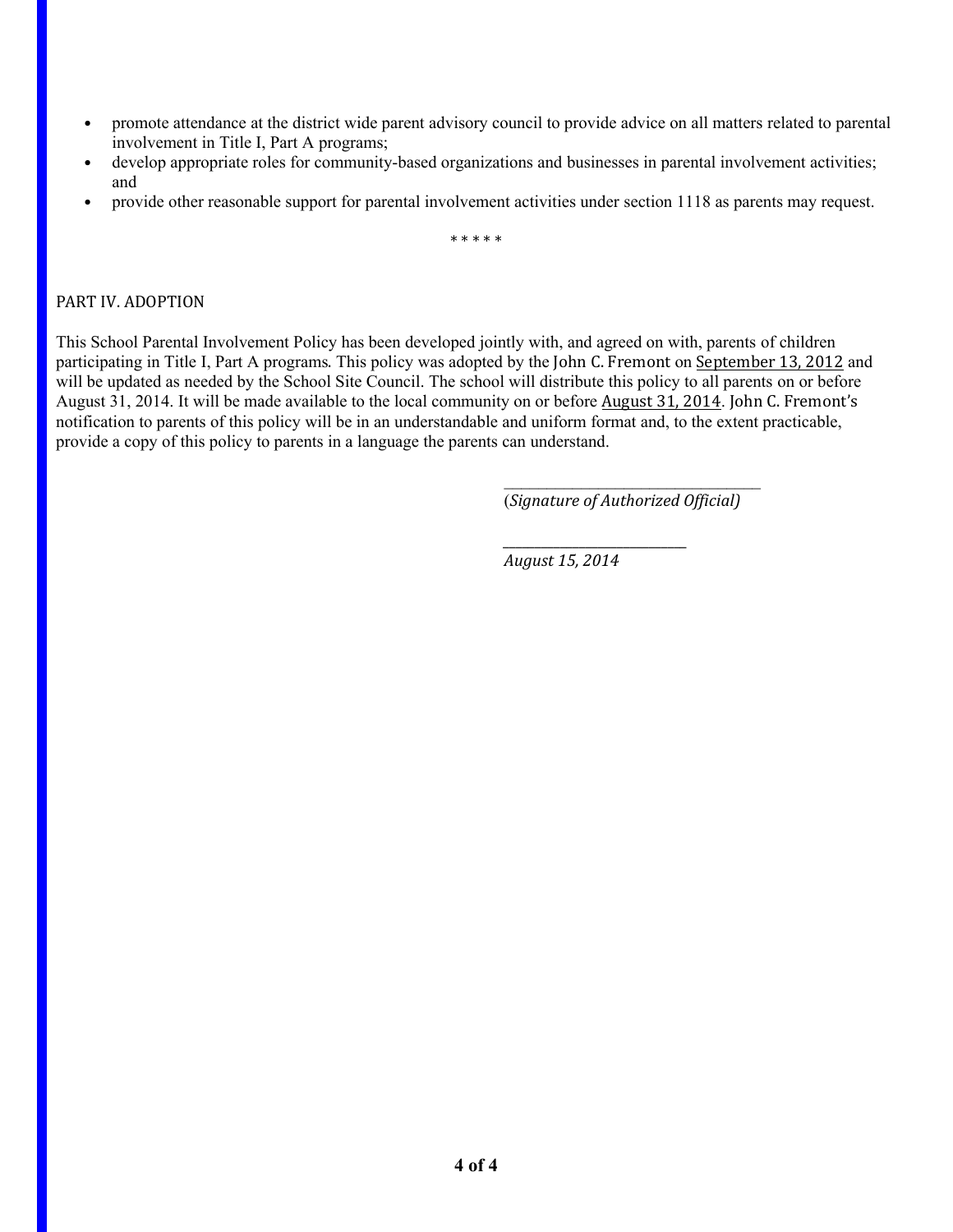- promote attendance at the district wide parent advisory council to provide advice on all matters related to parental involvement in Title I, Part A programs;
- develop appropriate roles for community-based organizations and businesses in parental involvement activities; and
- provide other reasonable support for parental involvement activities under section 1118 as parents may request.

\* \* \* \* \*

PART IV. ADOPTION

This School Parental Involvement Policy has been developed jointly with, and agreed on with, parents of children participating in Title I, Part A programs. This policy was adopted by the John C. Fremont on September 13, 2012 and will be updated as needed by the School Site Council. The school will distribute this policy to all parents on or before August 31, 2014. It will be made available to the local community on or before August 31, 2014. John C. Fremont's notification to parents of this policy will be in an understandable and uniform format and, to the extent practicable, provide a copy of this policy to parents in a language the parents can understand.

\_\_\_\_\_\_\_\_\_\_\_\_\_\_\_\_\_\_\_\_\_\_\_\_\_\_\_\_\_\_\_\_\_\_
*(Signature of Authorized Official)*

\_\_\_\_\_\_\_\_\_\_\_\_\_\_\_\_\_\_\_\_\_\_\_\_\_\_
*August 15, 2014*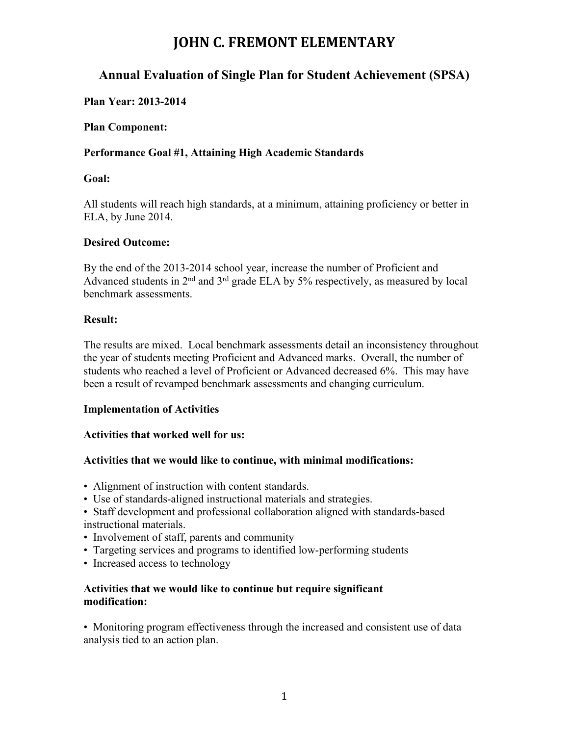# JOHN C. FREMONT ELEMENTARY

## Annual Evaluation of Single Plan for Student Achievement (SPSA)

**Plan Year: 2013-2014**

**Plan Component:**

**Performance Goal #1, Attaining High Academic Standards**

**Goal:**

All students will reach high standards, at a minimum, attaining proficiency or better in ELA, by June 2014.

**Desired Outcome:**

By the end of the 2013-2014 school year, increase the number of Proficient and Advanced students in 2nd and 3rd grade ELA by 5% respectively, as measured by local benchmark assessments.

**Result:**

The results are mixed. Local benchmark assessments detail an inconsistency throughout the year of students meeting Proficient and Advanced marks. Overall, the number of students who reached a level of Proficient or Advanced decreased 6%. This may have been a result of revamped benchmark assessments and changing curriculum.

**Implementation of Activities**

**Activities that worked well for us:**

**Activities that we would like to continue, with minimal modifications:**

- Alignment of instruction with content standards.
- Use of standards-aligned instructional materials and strategies.
- Staff development and professional collaboration aligned with standards-based instructional materials.
- Involvement of staff, parents and community
- Targeting services and programs to identified low-performing students
- Increased access to technology

**Activities that we would like to continue but require significant modification:**

- Monitoring program effectiveness through the increased and consistent use of data analysis tied to an action plan.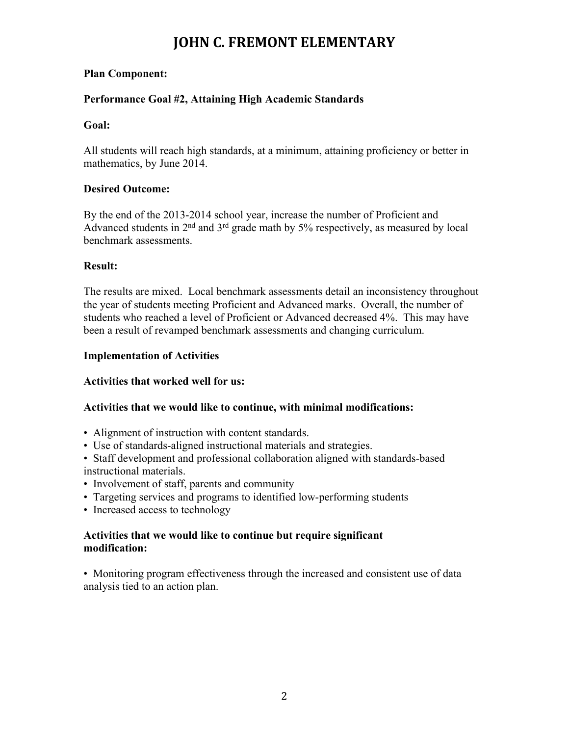# JOHN C. FREMONT ELEMENTARY

**Plan Component:**

**Performance Goal #2, Attaining High Academic Standards**

**Goal:**

All students will reach high standards, at a minimum, attaining proficiency or better in mathematics, by June 2014.

**Desired Outcome:**

By the end of the 2013-2014 school year, increase the number of Proficient and Advanced students in 2nd and 3rd grade math by 5% respectively, as measured by local benchmark assessments.

**Result:**

The results are mixed. Local benchmark assessments detail an inconsistency throughout the year of students meeting Proficient and Advanced marks. Overall, the number of students who reached a level of Proficient or Advanced decreased 4%. This may have been a result of revamped benchmark assessments and changing curriculum.

**Implementation of Activities**

**Activities that worked well for us:**

**Activities that we would like to continue, with minimal modifications:**

- Alignment of instruction with content standards.
- Use of standards-aligned instructional materials and strategies.
- Staff development and professional collaboration aligned with standards-based instructional materials.
- Involvement of staff, parents and community
- Targeting services and programs to identified low-performing students
- Increased access to technology

**Activities that we would like to continue but require significant modification:**

- Monitoring program effectiveness through the increased and consistent use of data analysis tied to an action plan.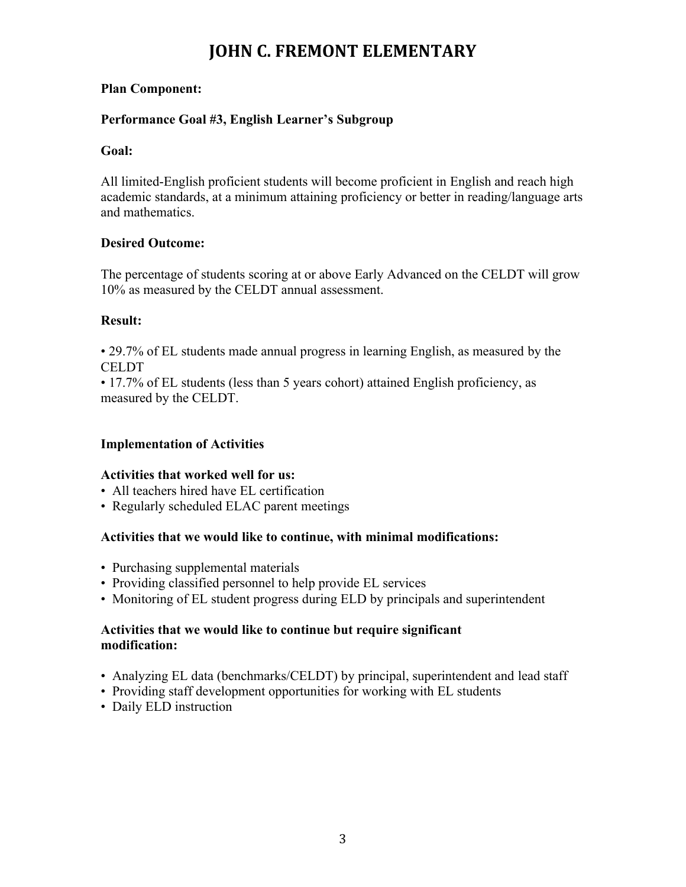# JOHN C. FREMONT ELEMENTARY

**Plan Component:**

**Performance Goal #3, English Learner's Subgroup**

**Goal:**

All limited-English proficient students will become proficient in English and reach high academic standards, at a minimum attaining proficiency or better in reading/language arts and mathematics.

**Desired Outcome:**

The percentage of students scoring at or above Early Advanced on the CELDT will grow 10% as measured by the CELDT annual assessment.

**Result:**

• 29.7% of EL students made annual progress in learning English, as measured by the CELDT
• 17.7% of EL students (less than 5 years cohort) attained English proficiency, as measured by the CELDT.

**Implementation of Activities**

**Activities that worked well for us:**

- All teachers hired have EL certification
- Regularly scheduled ELAC parent meetings

**Activities that we would like to continue, with minimal modifications:**

- Purchasing supplemental materials
- Providing classified personnel to help provide EL services
- Monitoring of EL student progress during ELD by principals and superintendent

**Activities that we would like to continue but require significant modification:**

- Analyzing EL data (benchmarks/CELDT) by principal, superintendent and lead staff
- Providing staff development opportunities for working with EL students
- Daily ELD instruction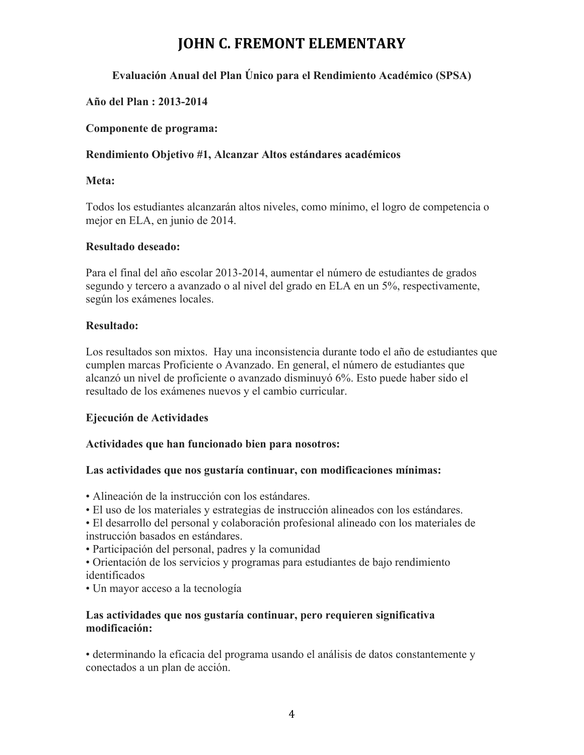# JOHN C. FREMONT ELEMENTARY

**Evaluación Anual del Plan Único para el Rendimiento Académico (SPSA)**

**Año del Plan : 2013-2014**

**Componente de programa:**

**Rendimiento Objetivo #1, Alcanzar Altos estándares académicos**

**Meta:**

Todos los estudiantes alcanzarán altos niveles, como mínimo, el logro de competencia o mejor en ELA, en junio de 2014.

**Resultado deseado:**

Para el final del año escolar 2013-2014, aumentar el número de estudiantes de grados segundo y tercero a avanzado o al nivel del grado en ELA en un 5%, respectivamente, según los exámenes locales.

**Resultado:**

Los resultados son mixtos. Hay una inconsistencia durante todo el año de estudiantes que cumplen marcas Proficiente o Avanzado. En general, el número de estudiantes que alcanzó un nivel de proficiente o avanzado disminuyó 6%. Esto puede haber sido el resultado de los exámenes nuevos y el cambio curricular.

**Ejecución de Actividades**

**Actividades que han funcionado bien para nosotros:**

**Las actividades que nos gustaría continuar, con modificaciones mínimas:**

- Alineación de la instrucción con los estándares.
- El uso de los materiales y estrategias de instrucción alineados con los estándares.
- El desarrollo del personal y colaboración profesional alineado con los materiales de instrucción basados en estándares.
- Participación del personal, padres y la comunidad
- Orientación de los servicios y programas para estudiantes de bajo rendimiento identificados
- Un mayor acceso a la tecnología

**Las actividades que nos gustaría continuar, pero requieren significativa modificación:**

- determinando la eficacia del programa usando el análisis de datos constantemente y conectados a un plan de acción.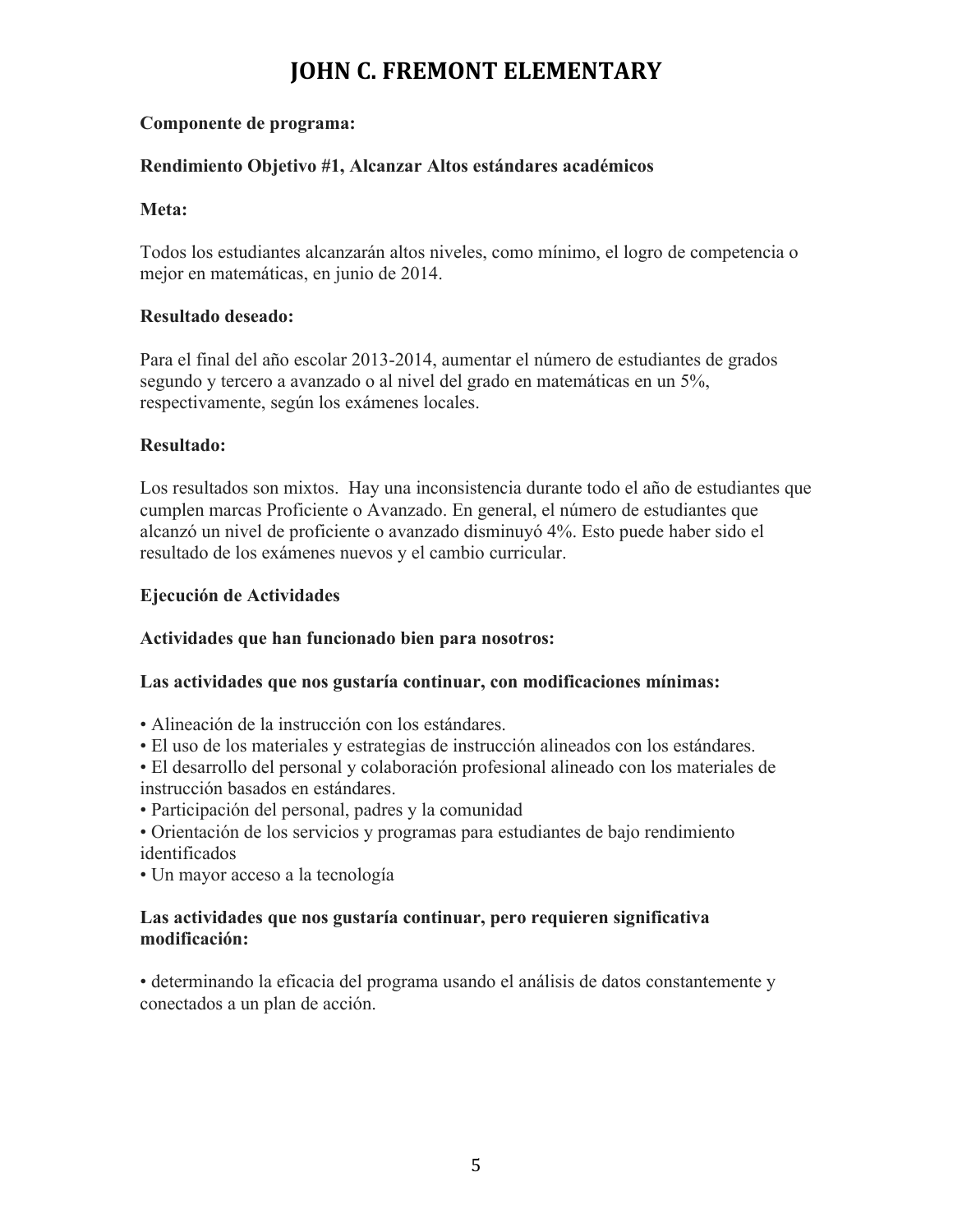# JOHN C. FREMONT ELEMENTARY

**Componente de programa:**

**Rendimiento Objetivo #1, Alcanzar Altos estándares académicos**

**Meta:**

Todos los estudiantes alcanzarán altos niveles, como mínimo, el logro de competencia o mejor en matemáticas, en junio de 2014.

**Resultado deseado:**

Para el final del año escolar 2013-2014, aumentar el número de estudiantes de grados segundo y tercero a avanzado o al nivel del grado en matemáticas en un 5%, respectivamente, según los exámenes locales.

**Resultado:**

Los resultados son mixtos. Hay una inconsistencia durante todo el año de estudiantes que cumplen marcas Proficiente o Avanzado. En general, el número de estudiantes que alcanzó un nivel de proficiente o avanzado disminuyó 4%. Esto puede haber sido el resultado de los exámenes nuevos y el cambio curricular.

**Ejecución de Actividades**

**Actividades que han funcionado bien para nosotros:**

**Las actividades que nos gustaría continuar, con modificaciones mínimas:**

- Alineación de la instrucción con los estándares.
- El uso de los materiales y estrategias de instrucción alineados con los estándares.
- El desarrollo del personal y colaboración profesional alineado con los materiales de instrucción basados en estándares.
- Participación del personal, padres y la comunidad
- Orientación de los servicios y programas para estudiantes de bajo rendimiento identificados
- Un mayor acceso a la tecnología

**Las actividades que nos gustaría continuar, pero requieren significativa modificación:**

- determinando la eficacia del programa usando el análisis de datos constantemente y conectados a un plan de acción.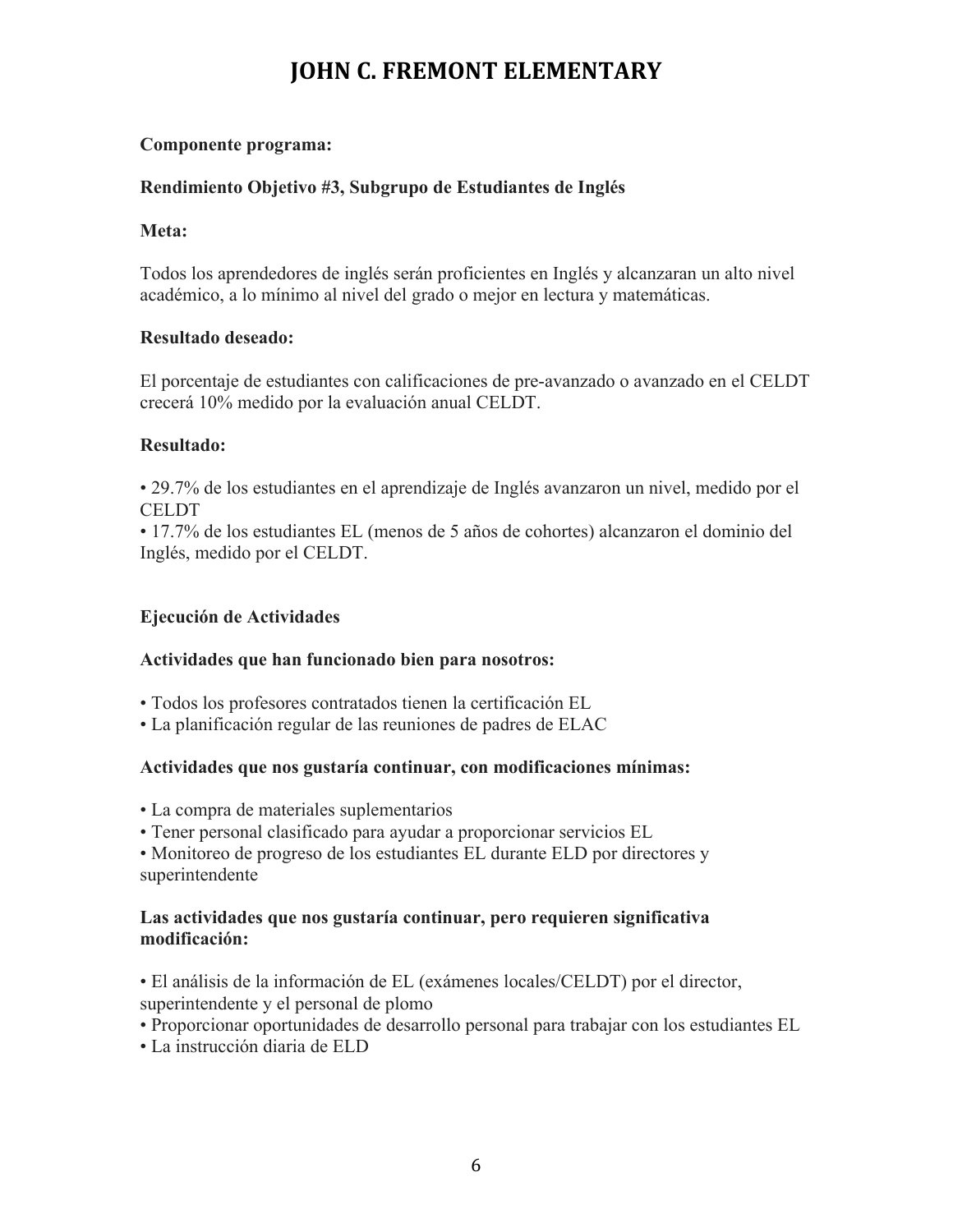# JOHN C. FREMONT ELEMENTARY

**Componente programa:**

**Rendimiento Objetivo #3, Subgrupo de Estudiantes de Inglés**

**Meta:**

Todos los aprendedores de inglés serán proficientes en Inglés y alcanzaran un alto nivel académico, a lo mínimo al nivel del grado o mejor en lectura y matemáticas.

**Resultado deseado:**

El porcentaje de estudiantes con calificaciones de pre-avanzado o avanzado en el CELDT crecerá 10% medido por la evaluación anual CELDT.

**Resultado:**

- 29.7% de los estudiantes en el aprendizaje de Inglés avanzaron un nivel, medido por el CELDT
- 17.7% de los estudiantes EL (menos de 5 años de cohortes) alcanzaron el dominio del Inglés, medido por el CELDT.

**Ejecución de Actividades**

**Actividades que han funcionado bien para nosotros:**

- Todos los profesores contratados tienen la certificación EL
- La planificación regular de las reuniones de padres de ELAC

**Actividades que nos gustaría continuar, con modificaciones mínimas:**

- La compra de materiales suplementarios
- Tener personal clasificado para ayudar a proporcionar servicios EL
- Monitoreo de progreso de los estudiantes EL durante ELD por directores y superintendente

**Las actividades que nos gustaría continuar, pero requieren significativa modificación:**

- El análisis de la información de EL (exámenes locales/CELDT) por el director, superintendente y el personal de plomo
- Proporcionar oportunidades de desarrollo personal para trabajar con los estudiantes EL
- La instrucción diaria de ELD